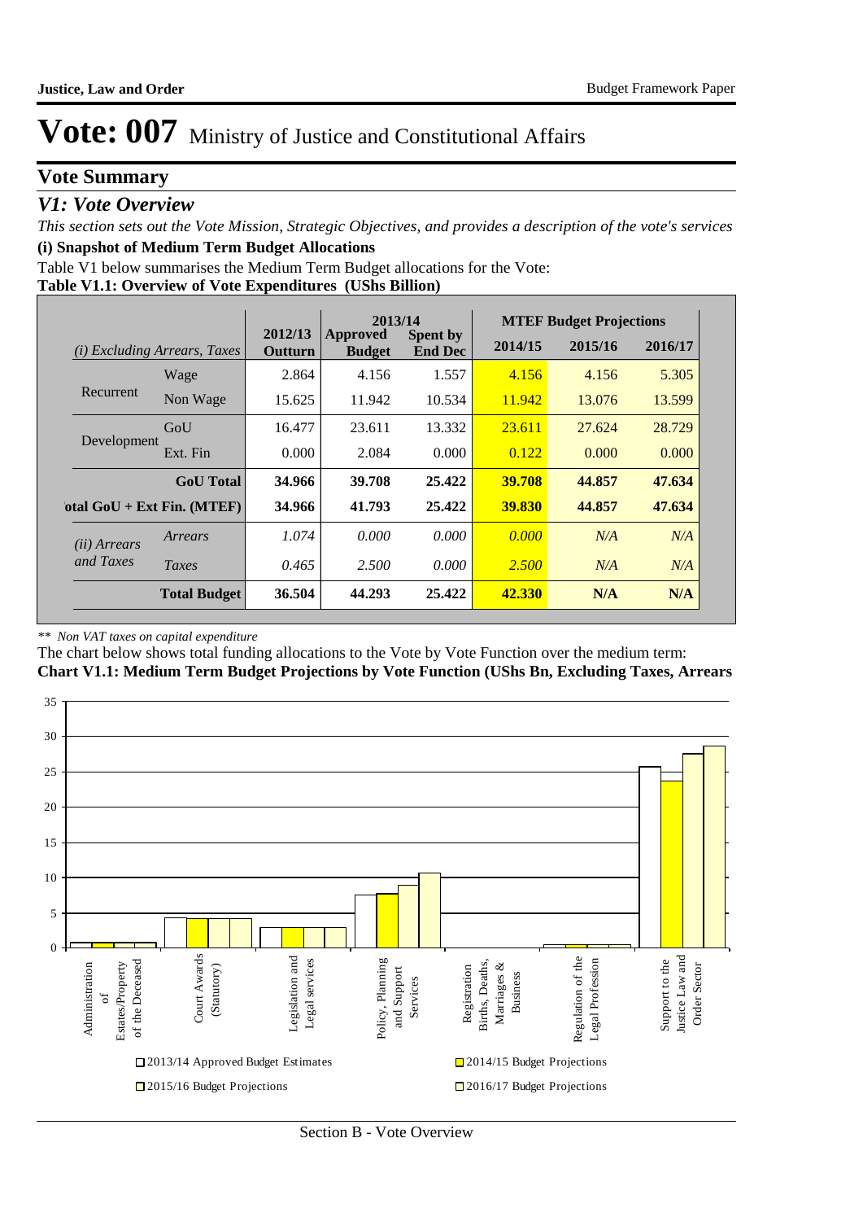# Vote: 007 Ministry of Justice and Constitutional Affairs

## Vote Summary

### *V1: Vote Overview*

*This section sets out the Vote Mission, Strategic Objectives, and provides a description of the vote's services*

**(i) Snapshot of Medium Term Budget Allocations**

Table V1 below summarises the Medium Term Budget allocations for the Vote:

**Table V1.1: Overview of Vote Expenditures (UShs Billion)**

| *(i) Excluding Arrears, Taxes* | | 2012/13 Outturn | 2013/14 Approved Budget | 2013/14 Spent by End Dec | MTEF Budget Projections 2014/15 | 2015/16 | 2016/17 |
|---|---|---|---|---|---|---|---|
| Recurrent | Wage | 2.864 | 4.156 | 1.557 | 4.156 | 4.156 | 5.305 |
| | Non Wage | 15.625 | 11.942 | 10.534 | 11.942 | 13.076 | 13.599 |
| Development | GoU | 16.477 | 23.611 | 13.332 | 23.611 | 27.624 | 28.729 |
| | Ext. Fin | 0.000 | 2.084 | 0.000 | 0.122 | 0.000 | 0.000 |
| | **GoU Total** | **34.966** | **39.708** | **25.422** | **39.708** | **44.857** | **47.634** |
| **Total GoU + Ext Fin. (MTEF)** | | **34.966** | **41.793** | **25.422** | **39.830** | **44.857** | **47.634** |
| *(ii) Arrears and Taxes* | *Arrears* | *1.074* | *0.000* | *0.000* | *0.000* | *N/A* | *N/A* |
| | *Taxes* | *0.465* | *2.500* | *0.000* | *2.500* | *N/A* | *N/A* |
| | **Total Budget** | **36.504** | **44.293** | **25.422** | **42.330** | **N/A** | **N/A** |

*\*\* Non VAT taxes on capital expenditure*

The chart below shows total funding allocations to the Vote by Vote Function over the medium term:

**Chart V1.1: Medium Term Budget Projections by Vote Function (UShs Bn, Excluding Taxes, Arrears**

Section B - Vote Overview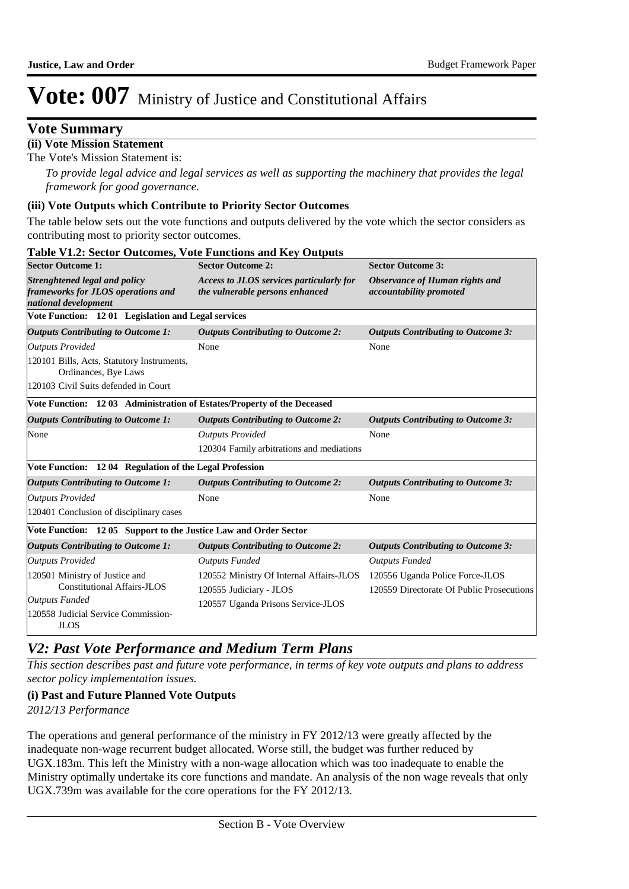# Vote: 007 Ministry of Justice and Constitutional Affairs

## Vote Summary

### (ii) Vote Mission Statement

The Vote's Mission Statement is:

*To provide legal advice and legal services as well as supporting the machinery that provides the legal framework for good governance.*

### (iii) Vote Outputs which Contribute to Priority Sector Outcomes

The table below sets out the vote functions and outputs delivered by the vote which the sector considers as contributing most to priority sector outcomes.

**Table V1.2: Sector Outcomes, Vote Functions and Key Outputs**

| **Sector Outcome 1:** | **Sector Outcome 2:** | **Sector Outcome 3:** |
|---|---|---|
| ***Strenghtened legal and policy frameworks for JLOS operations and national development*** | ***Access to JLOS services particularly for the vulnerable persons enhanced*** | ***Observance of Human rights and accountability promoted*** |
| **Vote Function: 12 01 Legislation and Legal services** | | |
| ***Outputs Contributing to Outcome 1:*** | ***Outputs Contributing to Outcome 2:*** | ***Outputs Contributing to Outcome 3:*** |
| *Outputs Provided*<br>120101 Bills, Acts, Statutory Instruments, Ordinances, Bye Laws<br>120103 Civil Suits defended in Court | None | None |
| **Vote Function: 12 03 Administration of Estates/Property of the Deceased** | | |
| ***Outputs Contributing to Outcome 1:*** | ***Outputs Contributing to Outcome 2:*** | ***Outputs Contributing to Outcome 3:*** |
| None | *Outputs Provided*<br>120304 Family arbitrations and mediations | None |
| **Vote Function: 12 04 Regulation of the Legal Profession** | | |
| ***Outputs Contributing to Outcome 1:*** | ***Outputs Contributing to Outcome 2:*** | ***Outputs Contributing to Outcome 3:*** |
| *Outputs Provided*<br>120401 Conclusion of disciplinary cases | None | None |
| **Vote Function: 12 05 Support to the Justice Law and Order Sector** | | |
| ***Outputs Contributing to Outcome 1:*** | ***Outputs Contributing to Outcome 2:*** | ***Outputs Contributing to Outcome 3:*** |
| *Outputs Provided*<br>120501 Ministry of Justice and Constitutional Affairs-JLOS<br>*Outputs Funded*<br>120558 Judicial Service Commission-JLOS | *Outputs Funded*<br>120552 Ministry Of Internal Affairs-JLOS<br>120555 Judiciary - JLOS<br>120557 Uganda Prisons Service-JLOS | *Outputs Funded*<br>120556 Uganda Police Force-JLOS<br>120559 Directorate Of Public Prosecutions |

## *V2: Past Vote Performance and Medium Term Plans*

*This section describes past and future vote performance, in terms of key vote outputs and plans to address sector policy implementation issues.*

### (i) Past and Future Planned Vote Outputs

*2012/13 Performance*

The operations and general performance of the ministry in FY 2012/13 were greatly affected by the inadequate non-wage recurrent budget allocated. Worse still, the budget was further reduced by UGX.183m. This left the Ministry with a non-wage allocation which was too inadequate to enable the Ministry optimally undertake its core functions and mandate. An analysis of the non wage reveals that only UGX.739m was available for the core operations for the FY 2012/13.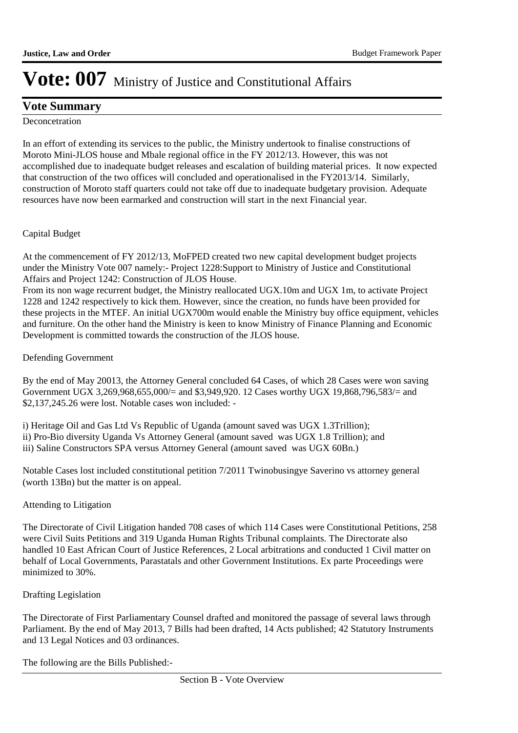# Vote: 007 Ministry of Justice and Constitutional Affairs

## Vote Summary

Deconcetration

In an effort of extending its services to the public, the Ministry undertook to finalise constructions of Moroto Mini-JLOS house and Mbale regional office in the FY 2012/13. However, this was not accomplished due to inadequate budget releases and escalation of building material prices. It now expected that construction of the two offices will concluded and operationalised in the FY2013/14. Similarly, construction of Moroto staff quarters could not take off due to inadequate budgetary provision. Adequate resources have now been earmarked and construction will start in the next Financial year.

Capital Budget

At the commencement of FY 2012/13, MoFPED created two new capital development budget projects under the Ministry Vote 007 namely:- Project 1228:Support to Ministry of Justice and Constitutional Affairs and Project 1242: Construction of JLOS House.
From its non wage recurrent budget, the Ministry reallocated UGX.10m and UGX 1m, to activate Project 1228 and 1242 respectively to kick them. However, since the creation, no funds have been provided for these projects in the MTEF. An initial UGX700m would enable the Ministry buy office equipment, vehicles and furniture. On the other hand the Ministry is keen to know Ministry of Finance Planning and Economic Development is committed towards the construction of the JLOS house.

Defending Government

By the end of May 20013, the Attorney General concluded 64 Cases, of which 28 Cases were won saving Government UGX 3,269,968,655,000/= and $3,949,920. 12 Cases worthy UGX 19,868,796,583/= and $2,137,245.26 were lost. Notable cases won included: -

i) Heritage Oil and Gas Ltd Vs Republic of Uganda (amount saved was UGX 1.3Trillion);
ii) Pro-Bio diversity Uganda Vs Attorney General (amount saved was UGX 1.8 Trillion); and
iii) Saline Constructors SPA versus Attorney General (amount saved was UGX 60Bn.)

Notable Cases lost included constitutional petition 7/2011 Twinobusingye Saverino vs attorney general (worth 13Bn) but the matter is on appeal.

Attending to Litigation

The Directorate of Civil Litigation handed 708 cases of which 114 Cases were Constitutional Petitions, 258 were Civil Suits Petitions and 319 Uganda Human Rights Tribunal complaints. The Directorate also handled 10 East African Court of Justice References, 2 Local arbitrations and conducted 1 Civil matter on behalf of Local Governments, Parastatals and other Government Institutions. Ex parte Proceedings were minimized to 30%.

Drafting Legislation

The Directorate of First Parliamentary Counsel drafted and monitored the passage of several laws through Parliament. By the end of May 2013, 7 Bills had been drafted, 14 Acts published; 42 Statutory Instruments and 13 Legal Notices and 03 ordinances.

The following are the Bills Published:-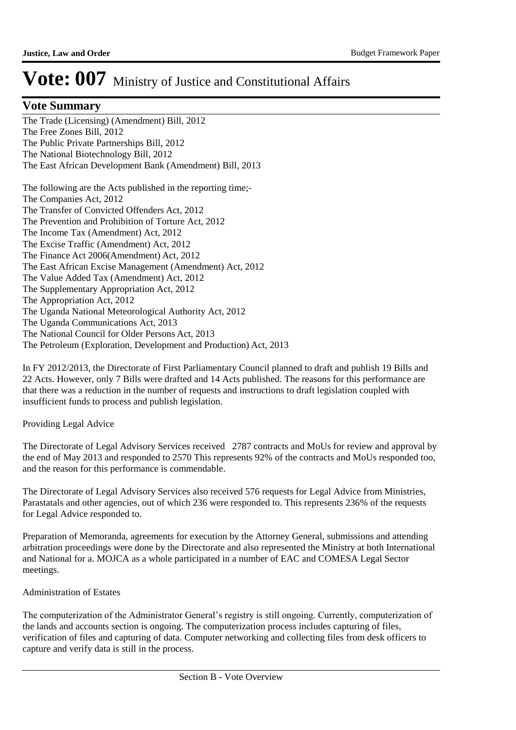# Vote: 007 Ministry of Justice and Constitutional Affairs

## Vote Summary

The Trade (Licensing) (Amendment) Bill, 2012
The Free Zones Bill, 2012
The Public Private Partnerships Bill, 2012
The National Biotechnology Bill, 2012
The East African Development Bank (Amendment) Bill, 2013

The following are the Acts published in the reporting time;-
The Companies Act, 2012
The Transfer of Convicted Offenders Act, 2012
The Prevention and Prohibition of Torture Act, 2012
The Income Tax (Amendment) Act, 2012
The Excise Traffic (Amendment) Act, 2012
The Finance Act 2006(Amendment) Act, 2012
The East African Excise Management (Amendment) Act, 2012
The Value Added Tax (Amendment) Act, 2012
The Supplementary Appropriation Act, 2012
The Appropriation Act, 2012
The Uganda National Meteorological Authority Act, 2012
The Uganda Communications Act, 2013
The National Council for Older Persons Act, 2013
The Petroleum (Exploration, Development and Production) Act, 2013

In FY 2012/2013, the Directorate of First Parliamentary Council planned to draft and publish 19 Bills and 22 Acts. However, only 7 Bills were drafted and 14 Acts published. The reasons for this performance are that there was a reduction in the number of requests and instructions to draft legislation coupled with insufficient funds to process and publish legislation.

Providing Legal Advice

The Directorate of Legal Advisory Services received 2787 contracts and MoUs for review and approval by the end of May 2013 and responded to 2570 This represents 92% of the contracts and MoUs responded too, and the reason for this performance is commendable.

The Directorate of Legal Advisory Services also received 576 requests for Legal Advice from Ministries, Parastatals and other agencies, out of which 236 were responded to. This represents 236% of the requests for Legal Advice responded to.

Preparation of Memoranda, agreements for execution by the Attorney General, submissions and attending arbitration proceedings were done by the Directorate and also represented the Ministry at both International and National for a. MOJCA as a whole participated in a number of EAC and COMESA Legal Sector meetings.

Administration of Estates

The computerization of the Administrator General's registry is still ongoing. Currently, computerization of the lands and accounts section is ongoing. The computerization process includes capturing of files, verification of files and capturing of data. Computer networking and collecting files from desk officers to capture and verify data is still in the process.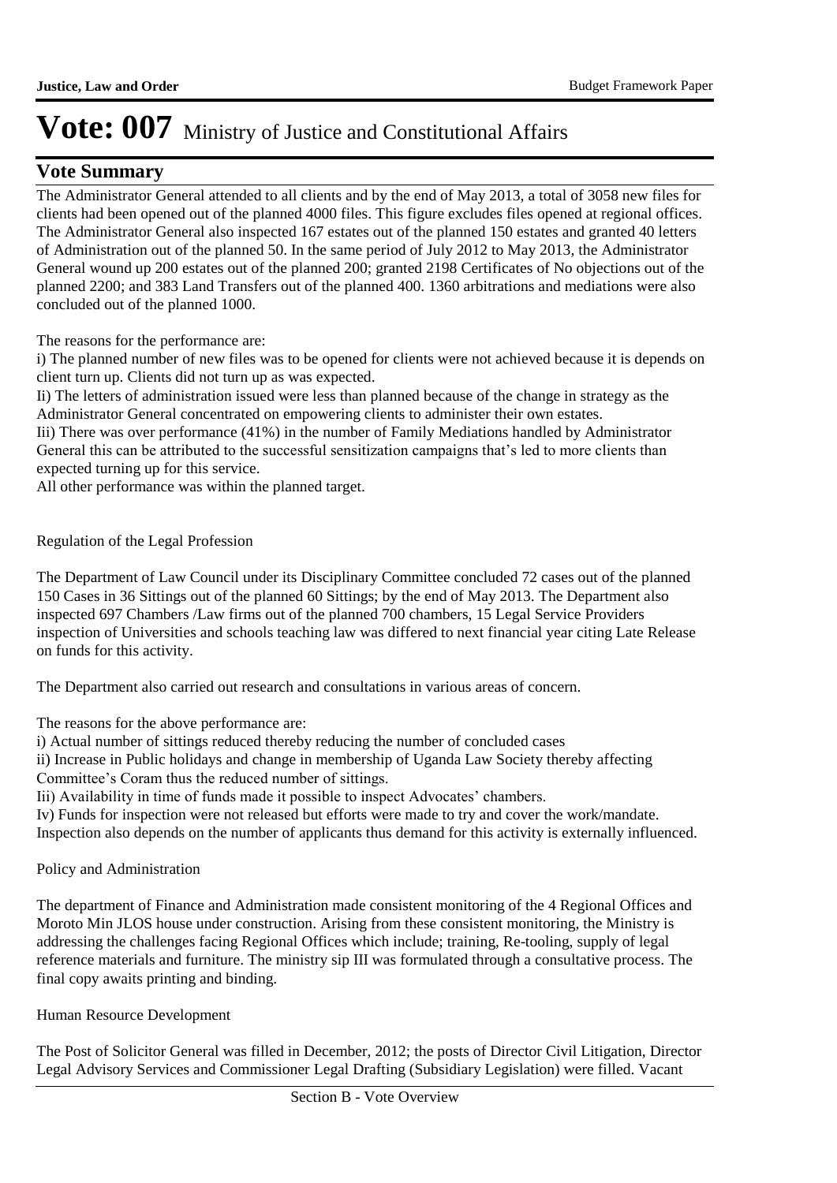# Vote: 007 Ministry of Justice and Constitutional Affairs

## Vote Summary

The Administrator General attended to all clients and by the end of May 2013, a total of 3058 new files for clients had been opened out of the planned 4000 files. This figure excludes files opened at regional offices. The Administrator General also inspected 167 estates out of the planned 150 estates and granted 40 letters of Administration out of the planned 50. In the same period of July 2012 to May 2013, the Administrator General wound up 200 estates out of the planned 200; granted 2198 Certificates of No objections out of the planned 2200; and 383 Land Transfers out of the planned 400. 1360 arbitrations and mediations were also concluded out of the planned 1000.

The reasons for the performance are:

i) The planned number of new files was to be opened for clients were not achieved because it is depends on client turn up. Clients did not turn up as was expected.

Ii) The letters of administration issued were less than planned because of the change in strategy as the Administrator General concentrated on empowering clients to administer their own estates.

Iii) There was over performance (41%) in the number of Family Mediations handled by Administrator General this can be attributed to the successful sensitization campaigns that's led to more clients than expected turning up for this service.

All other performance was within the planned target.

Regulation of the Legal Profession

The Department of Law Council under its Disciplinary Committee concluded 72 cases out of the planned 150 Cases in 36 Sittings out of the planned 60 Sittings; by the end of May 2013. The Department also inspected 697 Chambers /Law firms out of the planned 700 chambers, 15 Legal Service Providers inspection of Universities and schools teaching law was differed to next financial year citing Late Release on funds for this activity.

The Department also carried out research and consultations in various areas of concern.

The reasons for the above performance are:

i) Actual number of sittings reduced thereby reducing the number of concluded cases

ii) Increase in Public holidays and change in membership of Uganda Law Society thereby affecting Committee's Coram thus the reduced number of sittings.

Iii) Availability in time of funds made it possible to inspect Advocates' chambers.

Iv) Funds for inspection were not released but efforts were made to try and cover the work/mandate. Inspection also depends on the number of applicants thus demand for this activity is externally influenced.

Policy and Administration

The department of Finance and Administration made consistent monitoring of the 4 Regional Offices and Moroto Min JLOS house under construction. Arising from these consistent monitoring, the Ministry is addressing the challenges facing Regional Offices which include; training, Re-tooling, supply of legal reference materials and furniture. The ministry sip III was formulated through a consultative process. The final copy awaits printing and binding.

Human Resource Development

The Post of Solicitor General was filled in December, 2012; the posts of Director Civil Litigation, Director Legal Advisory Services and Commissioner Legal Drafting (Subsidiary Legislation) were filled. Vacant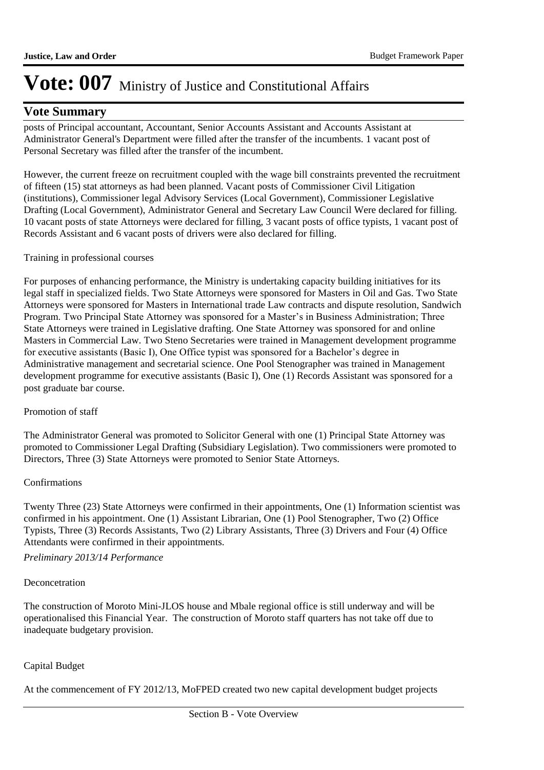# Vote: 007 Ministry of Justice and Constitutional Affairs

## Vote Summary

posts of Principal accountant, Accountant, Senior Accounts Assistant and Accounts Assistant at Administrator General's Department were filled after the transfer of the incumbents. 1 vacant post of Personal Secretary was filled after the transfer of the incumbent.

However, the current freeze on recruitment coupled with the wage bill constraints prevented the recruitment of fifteen (15) stat attorneys as had been planned. Vacant posts of Commissioner Civil Litigation (institutions), Commissioner legal Advisory Services (Local Government), Commissioner Legislative Drafting (Local Government), Administrator General and Secretary Law Council Were declared for filling. 10 vacant posts of state Attorneys were declared for filling, 3 vacant posts of office typists, 1 vacant post of Records Assistant and 6 vacant posts of drivers were also declared for filling.

Training in professional courses

For purposes of enhancing performance, the Ministry is undertaking capacity building initiatives for its legal staff in specialized fields. Two State Attorneys were sponsored for Masters in Oil and Gas. Two State Attorneys were sponsored for Masters in International trade Law contracts and dispute resolution, Sandwich Program. Two Principal State Attorney was sponsored for a Master's in Business Administration; Three State Attorneys were trained in Legislative drafting. One State Attorney was sponsored for and online Masters in Commercial Law. Two Steno Secretaries were trained in Management development programme for executive assistants (Basic I), One Office typist was sponsored for a Bachelor's degree in Administrative management and secretarial science. One Pool Stenographer was trained in Management development programme for executive assistants (Basic I), One (1) Records Assistant was sponsored for a post graduate bar course.

Promotion of staff

The Administrator General was promoted to Solicitor General with one (1) Principal State Attorney was promoted to Commissioner Legal Drafting (Subsidiary Legislation). Two commissioners were promoted to Directors, Three (3) State Attorneys were promoted to Senior State Attorneys.

Confirmations

Twenty Three (23) State Attorneys were confirmed in their appointments, One (1) Information scientist was confirmed in his appointment. One (1) Assistant Librarian, One (1) Pool Stenographer, Two (2) Office Typists, Three (3) Records Assistants, Two (2) Library Assistants, Three (3) Drivers and Four (4) Office Attendants were confirmed in their appointments.

*Preliminary 2013/14 Performance*

Deconcetration

The construction of Moroto Mini-JLOS house and Mbale regional office is still underway and will be operationalised this Financial Year. The construction of Moroto staff quarters has not take off due to inadequate budgetary provision.

Capital Budget

At the commencement of FY 2012/13, MoFPED created two new capital development budget projects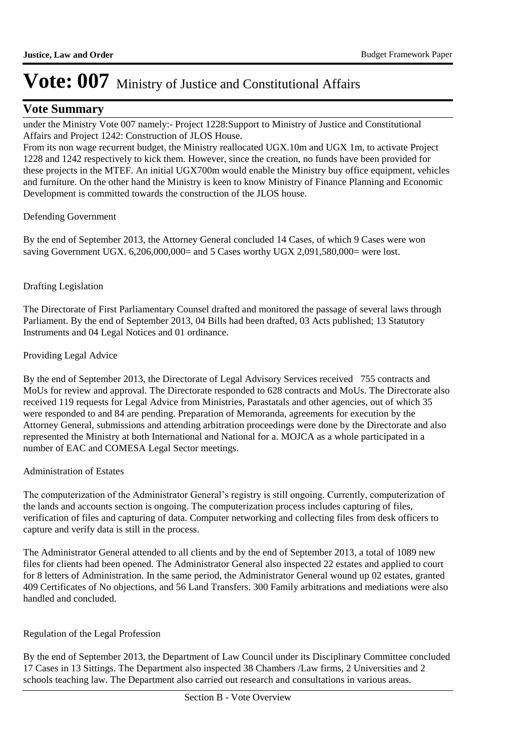# Vote: 007 Ministry of Justice and Constitutional Affairs

## Vote Summary

under the Ministry Vote 007 namely:- Project 1228:Support to Ministry of Justice and Constitutional Affairs and Project 1242: Construction of JLOS House.

From its non wage recurrent budget, the Ministry reallocated UGX.10m and UGX 1m, to activate Project 1228 and 1242 respectively to kick them. However, since the creation, no funds have been provided for these projects in the MTEF. An initial UGX700m would enable the Ministry buy office equipment, vehicles and furniture. On the other hand the Ministry is keen to know Ministry of Finance Planning and Economic Development is committed towards the construction of the JLOS house.

Defending Government

By the end of September 2013, the Attorney General concluded 14 Cases, of which 9 Cases were won saving Government UGX. 6,206,000,000= and 5 Cases worthy UGX 2,091,580,000= were lost.

Drafting Legislation

The Directorate of First Parliamentary Counsel drafted and monitored the passage of several laws through Parliament. By the end of September 2013, 04 Bills had been drafted, 03 Acts published; 13 Statutory Instruments and 04 Legal Notices and 01 ordinance.

Providing Legal Advice

By the end of September 2013, the Directorate of Legal Advisory Services received 755 contracts and MoUs for review and approval. The Directorate responded to 628 contracts and MoUs. The Directorate also received 119 requests for Legal Advice from Ministries, Parastatals and other agencies, out of which 35 were responded to and 84 are pending. Preparation of Memoranda, agreements for execution by the Attorney General, submissions and attending arbitration proceedings were done by the Directorate and also represented the Ministry at both International and National for a. MOJCA as a whole participated in a number of EAC and COMESA Legal Sector meetings.

Administration of Estates

The computerization of the Administrator General's registry is still ongoing. Currently, computerization of the lands and accounts section is ongoing. The computerization process includes capturing of files, verification of files and capturing of data. Computer networking and collecting files from desk officers to capture and verify data is still in the process.

The Administrator General attended to all clients and by the end of September 2013, a total of 1089 new files for clients had been opened. The Administrator General also inspected 22 estates and applied to court for 8 letters of Administration. In the same period, the Administrator General wound up 02 estates, granted 409 Certificates of No objections, and 56 Land Transfers. 300 Family arbitrations and mediations were also handled and concluded.

Regulation of the Legal Profession

By the end of September 2013, the Department of Law Council under its Disciplinary Committee concluded 17 Cases in 13 Sittings. The Department also inspected 38 Chambers /Law firms, 2 Universities and 2 schools teaching law. The Department also carried out research and consultations in various areas.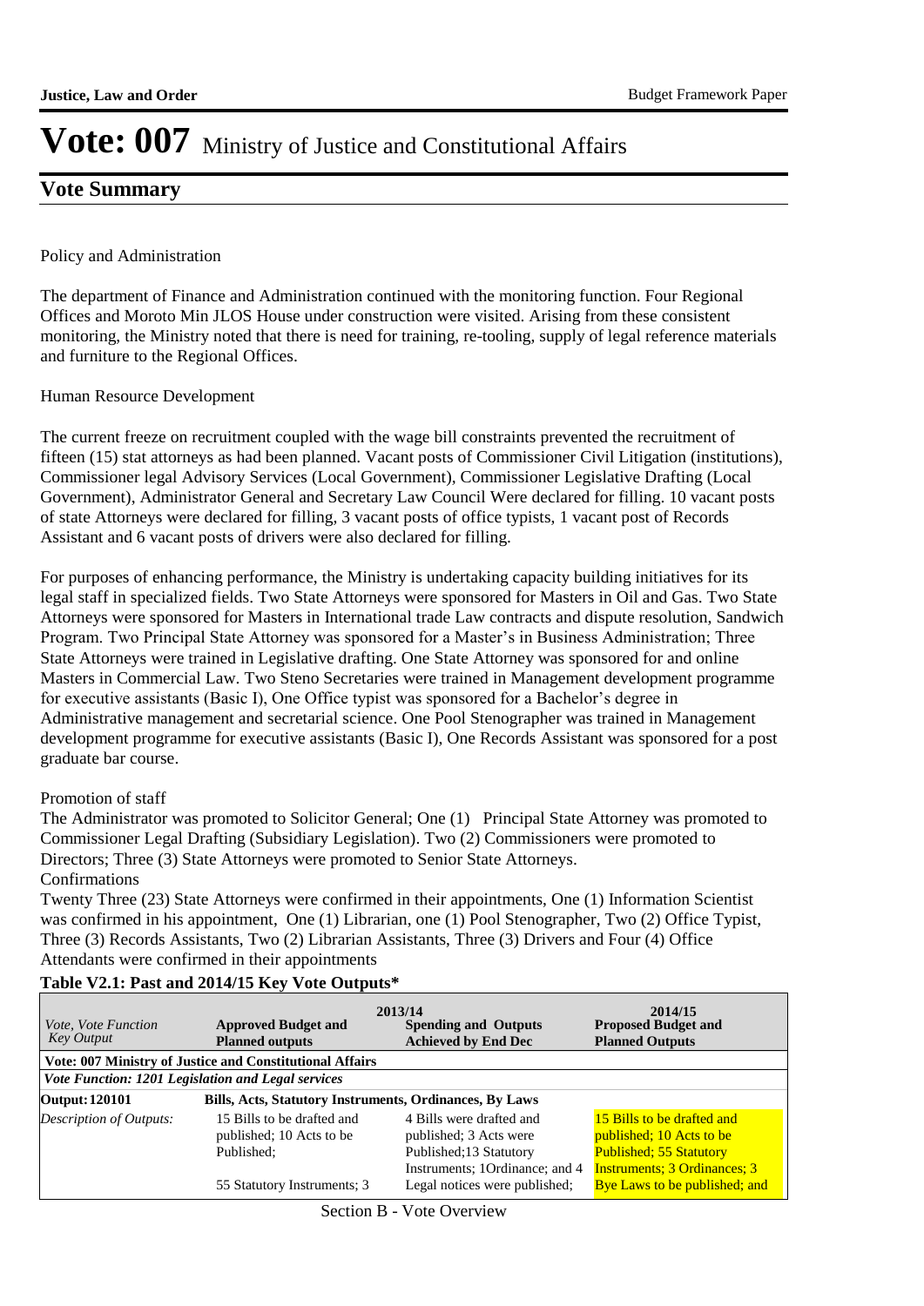# Vote: 007 Ministry of Justice and Constitutional Affairs

## Vote Summary

Policy and Administration

The department of Finance and Administration continued with the monitoring function. Four Regional Offices and Moroto Min JLOS House under construction were visited. Arising from these consistent monitoring, the Ministry noted that there is need for training, re-tooling, supply of legal reference materials and furniture to the Regional Offices.

Human Resource Development

The current freeze on recruitment coupled with the wage bill constraints prevented the recruitment of fifteen (15) stat attorneys as had been planned. Vacant posts of Commissioner Civil Litigation (institutions), Commissioner legal Advisory Services (Local Government), Commissioner Legislative Drafting (Local Government), Administrator General and Secretary Law Council Were declared for filling. 10 vacant posts of state Attorneys were declared for filling, 3 vacant posts of office typists, 1 vacant post of Records Assistant and 6 vacant posts of drivers were also declared for filling.

For purposes of enhancing performance, the Ministry is undertaking capacity building initiatives for its legal staff in specialized fields. Two State Attorneys were sponsored for Masters in Oil and Gas. Two State Attorneys were sponsored for Masters in International trade Law contracts and dispute resolution, Sandwich Program. Two Principal State Attorney was sponsored for a Master's in Business Administration; Three State Attorneys were trained in Legislative drafting. One State Attorney was sponsored for and online Masters in Commercial Law. Two Steno Secretaries were trained in Management development programme for executive assistants (Basic I), One Office typist was sponsored for a Bachelor's degree in Administrative management and secretarial science. One Pool Stenographer was trained in Management development programme for executive assistants (Basic I), One Records Assistant was sponsored for a post graduate bar course.

Promotion of staff

The Administrator was promoted to Solicitor General; One (1) Principal State Attorney was promoted to Commissioner Legal Drafting (Subsidiary Legislation). Two (2) Commissioners were promoted to Directors; Three (3) State Attorneys were promoted to Senior State Attorneys.

Confirmations

Twenty Three (23) State Attorneys were confirmed in their appointments, One (1) Information Scientist was confirmed in his appointment, One (1) Librarian, one (1) Pool Stenographer, Two (2) Office Typist, Three (3) Records Assistants, Two (2) Librarian Assistants, Three (3) Drivers and Four (4) Office Attendants were confirmed in their appointments

**Table V2.1: Past and 2014/15 Key Vote Outputs\***

| *Vote, Vote Function Key Output* | 2013/14 **Approved Budget and Planned outputs** | 2013/14 **Spending and Outputs Achieved by End Dec** | 2014/15 **Proposed Budget and Planned Outputs** |
|---|---|---|---|
| **Vote: 007 Ministry of Justice and Constitutional Affairs** | | | |
| ***Vote Function: 1201 Legislation and Legal services*** | | | |
| **Output: 120101** | **Bills, Acts, Statutory Instruments, Ordinances, By Laws** | | |
| *Description of Outputs:* | 15 Bills to be drafted and published; 10 Acts to be Published; 55 Statutory Instruments; 3 | 4 Bills were drafted and published; 3 Acts were Published;13 Statutory Instruments; 1Ordinance; and 4 Legal notices were published; | 15 Bills to be drafted and published; 10 Acts to be Published; 55 Statutory Instruments; 3 Ordinances; 3 Bye Laws to be published; and |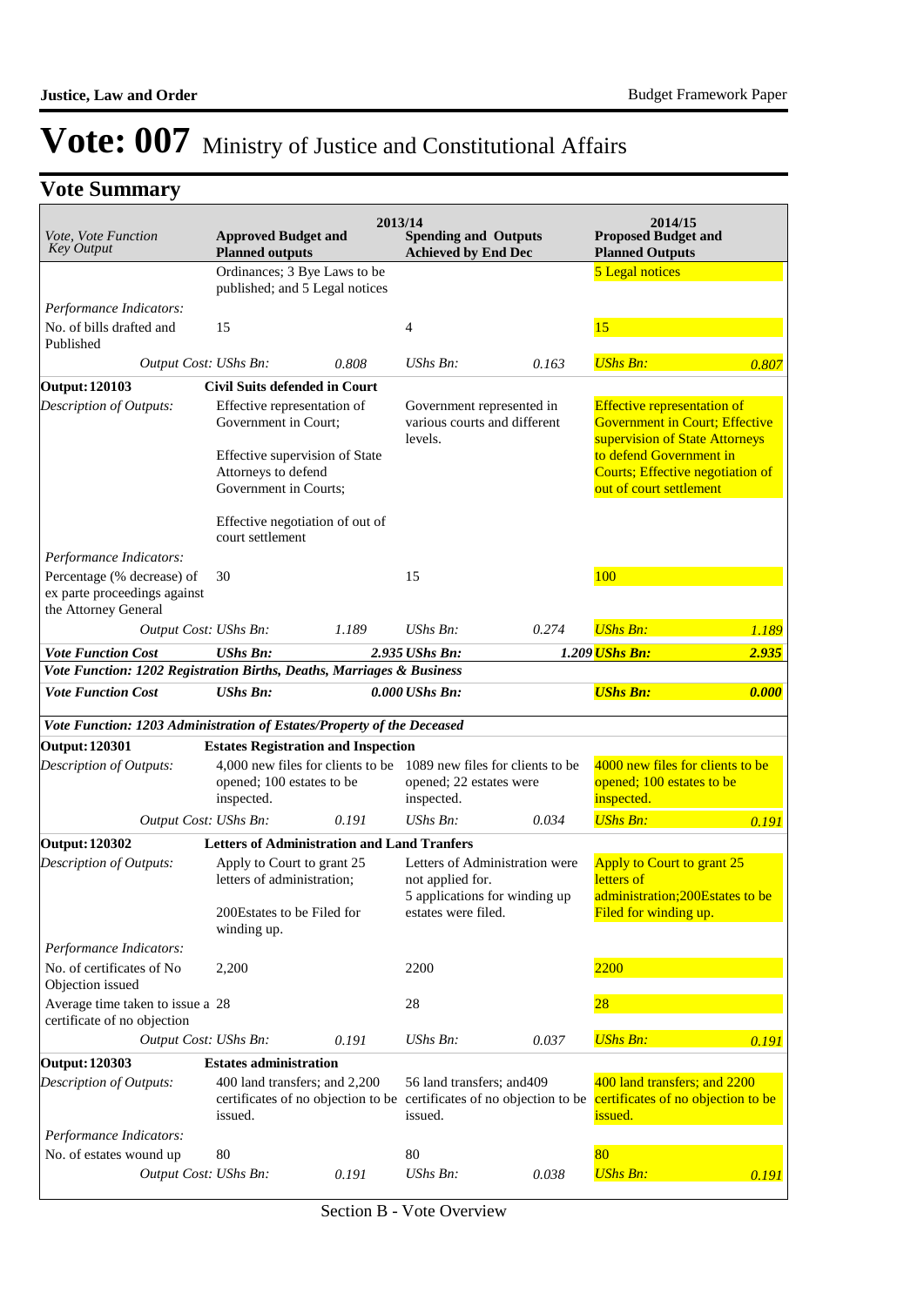# Vote: 007 Ministry of Justice and Constitutional Affairs

## Vote Summary

| *Vote, Vote Function Key Output* | 2013/14 **Approved Budget and Planned outputs** | | **Spending and Outputs Achieved by End Dec** | | 2014/15 **Proposed Budget and Planned Outputs** | |
|---|---|---|---|---|---|---|
| | Ordinances; 3 Bye Laws to be published; and 5 Legal notices | | | | 5 Legal notices | |
| *Performance Indicators:* | | | | | | |
| No. of bills drafted and Published | 15 | | 4 | | 15 | |
| *Output Cost:* | *UShs Bn:* | *0.808* | *UShs Bn:* | *0.163* | *UShs Bn:* | *0.807* |
| **Output: 120103** | **Civil Suits defended in Court** | | | | | |
| *Description of Outputs:* | Effective representation of Government in Court; Effective supervision of State Attorneys to defend Government in Courts; Effective negotiation of out of court settlement | | Government represented in various courts and different levels. | | Effective representation of Government in Court; Effective supervision of State Attorneys to defend Government in Courts; Effective negotiation of out of court settlement | |
| *Performance Indicators:* | | | | | | |
| Percentage (% decrease) of ex parte proceedings against the Attorney General | 30 | | 15 | | 100 | |
| *Output Cost:* | *UShs Bn:* | *1.189* | *UShs Bn:* | *0.274* | *UShs Bn:* | *1.189* |
| ***Vote Function Cost*** | ***UShs Bn:*** | ***2.935*** | ***UShs Bn:*** | ***1.209*** | ***UShs Bn:*** | ***2.935*** |
| ***Vote Function: 1202 Registration Births, Deaths, Marriages & Business*** | | | | | | |
| ***Vote Function Cost*** | ***UShs Bn:*** | ***0.000*** | ***UShs Bn:*** | | ***UShs Bn:*** | ***0.000*** |
| ***Vote Function: 1203 Administration of Estates/Property of the Deceased*** | | | | | | |
| **Output: 120301** | **Estates Registration and Inspection** | | | | | |
| *Description of Outputs:* | 4,000 new files for clients to be opened; 100 estates to be inspected. | | 1089 new files for clients to be opened; 22 estates were inspected. | | 4000 new files for clients to be opened; 100 estates to be inspected. | |
| *Output Cost:* | *UShs Bn:* | *0.191* | *UShs Bn:* | *0.034* | *UShs Bn:* | *0.191* |
| **Output: 120302** | **Letters of Administration and Land Tranfers** | | | | | |
| *Description of Outputs:* | Apply to Court to grant 25 letters of administration; 200Estates to be Filed for winding up. | | Letters of Administration were not applied for. 5 applications for winding up estates were filed. | | Apply to Court to grant 25 letters of administration;200Estates to be Filed for winding up. | |
| *Performance Indicators:* | | | | | | |
| No. of certificates of No Objection issued | 2,200 | | 2200 | | 2200 | |
| Average time taken to issue a certificate of no objection | 28 | | 28 | | 28 | |
| *Output Cost:* | *UShs Bn:* | *0.191* | *UShs Bn:* | *0.037* | *UShs Bn:* | *0.191* |
| **Output: 120303** | **Estates administration** | | | | | |
| *Description of Outputs:* | 400 land transfers; and 2,200 certificates of no objection to be issued. | | 56 land transfers; and409 certificates of no objection to be issued. | | 400 land transfers; and 2200 certificates of no objection to be issued. | |
| *Performance Indicators:* | | | | | | |
| No. of estates wound up | 80 | | 80 | | 80 | |
| *Output Cost:* | *UShs Bn:* | *0.191* | *UShs Bn:* | *0.038* | *UShs Bn:* | *0.191* |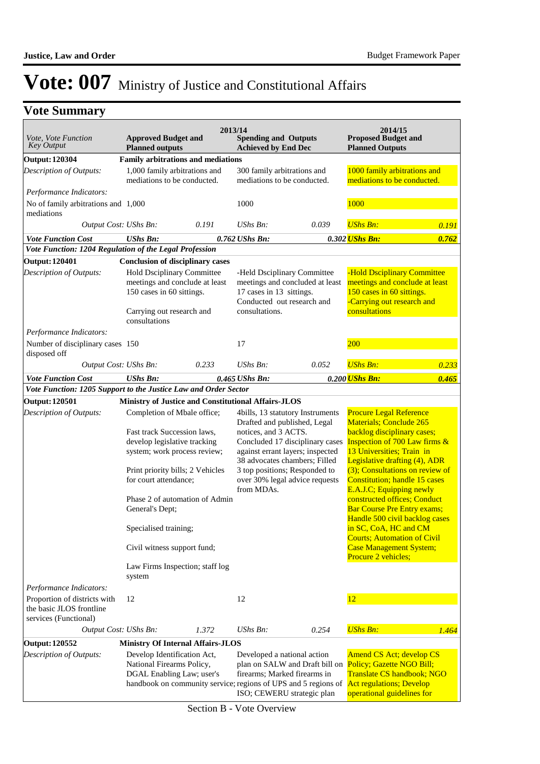# Vote: 007 Ministry of Justice and Constitutional Affairs

## Vote Summary

| *Vote, Vote Function Key Output* | 2013/14 Approved Budget and Planned outputs | | 2013/14 Spending and Outputs Achieved by End Dec | | 2014/15 Proposed Budget and Planned Outputs | |
|---|---|---|---|---|---|---|
| **Output: 120304** | **Family arbitrations and mediations** | | | | | |
| *Description of Outputs:* | 1,000 family arbitrations and mediations to be conducted. | | 300 family arbitrations and mediations to be conducted. | | 1000 family arbitrations and mediations to be conducted. | |
| *Performance Indicators:* | | | | | | |
| No of family arbitrations and mediations | 1,000 | | 1000 | | 1000 | |
| *Output Cost:* | *UShs Bn:* | *0.191* | *UShs Bn:* | *0.039* | *UShs Bn:* | *0.191* |
| ***Vote Function Cost*** | ***UShs Bn:*** | ***0.762*** | ***UShs Bn:*** | ***0.302*** | ***UShs Bn:*** | ***0.762*** |
| ***Vote Function: 1204 Regulation of the Legal Profession*** | | | | | | |
| **Output: 120401** | **Conclusion of disciplinary cases** | | | | | |
| *Description of Outputs:* | Hold Dsciplinary Committee meetings and conclude at least 150 cases in 60 sittings.<br><br>Carrying out research and consultations | | -Held Dsciplinary Committee meetings and concluded at least 17 cases in 13 sittings. Conducted out research and consultations. | | -Hold Dsciplinary Committee meetings and conclude at least 150 cases in 60 sittings.<br>-Carrying out research and consultations | |
| *Performance Indicators:* | | | | | | |
| Number of disciplinary cases disposed off | 150 | | 17 | | 200 | |
| *Output Cost:* | *UShs Bn:* | *0.233* | *UShs Bn:* | *0.052* | *UShs Bn:* | *0.233* |
| ***Vote Function Cost*** | ***UShs Bn:*** | ***0.465*** | ***UShs Bn:*** | ***0.200*** | ***UShs Bn:*** | ***0.465*** |
| ***Vote Function: 1205 Support to the Justice Law and Order Sector*** | | | | | | |
| **Output: 120501** | **Ministry of Justice and Constitutional Affairs-JLOS** | | | | | |
| *Description of Outputs:* | Completion of Mbale office;<br><br>Fast track Succession laws, develop legislative tracking system; work process review;<br><br>Print priority bills; 2 Vehicles for court attendance;<br><br>Phase 2 of automation of Admin General's Dept;<br><br>Specialised training;<br><br>Civil witness support fund;<br><br>Law Firms Inspection; staff log system | | 4bills, 13 statutory Instruments Drafted and published, Legal notices, and 3 ACTS. Concluded 17 disciplinary cases against errant layers; inspected 38 advocates chambers; Filled 3 top positions; Responded to over 30% legal advice requests from MDAs. | | Procure Legal Reference Materials; Conclude 265 backlog disciplinary cases; Inspection of 700 Law firms & 13 Universities; Train in Legislative drafting (4), ADR (3); Consultations on review of Constitution; handle 15 cases E.A.J.C; Equipping newly constructed offices; Conduct Bar Course Pre Entry exams; Handle 500 civil backlog cases in SC, CoA, HC and CM Courts; Automation of Civil Case Management System; Procure 2 vehicles; | |
| *Performance Indicators:* | | | | | | |
| Proportion of districts with the basic JLOS frontline services (Functional) | 12 | | 12 | | 12 | |
| *Output Cost:* | *UShs Bn:* | *1.372* | *UShs Bn:* | *0.254* | *UShs Bn:* | *1.464* |
| **Output: 120552** | **Ministry Of Internal Affairs-JLOS** | | | | | |
| *Description of Outputs:* | Develop Identification Act, National Firearms Policy, DGAL Enabling Law; user's handbook on community service; | | Developed a national action plan on SALW and Draft bill on firearms; Marked firearms in regions of UPS and 5 regions of ISO; CEWERU strategic plan | | Amend CS Act; develop CS Policy; Gazette NGO Bill; Translate CS handbook; NGO Act regulations; Develop operational guidelines for | |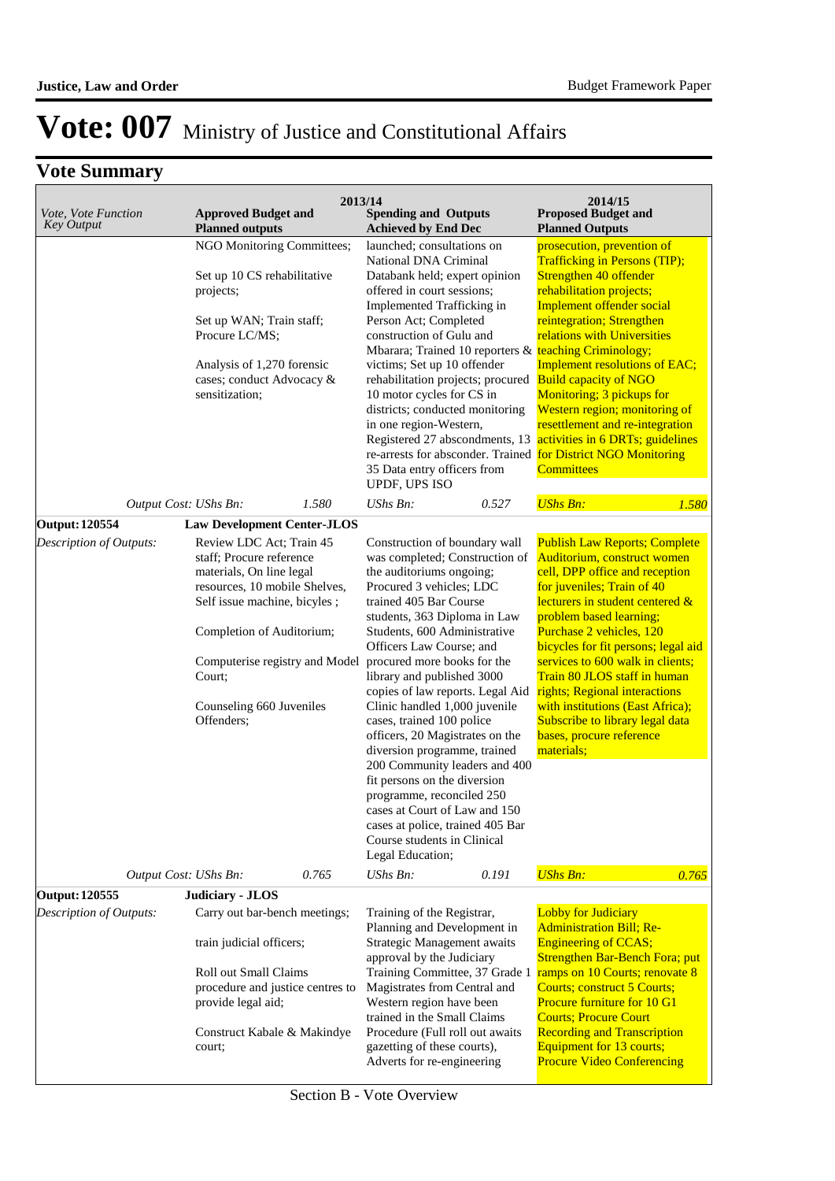# Vote: 007 Ministry of Justice and Constitutional Affairs

## Vote Summary

| Vote, Vote Function Key Output | 2013/14 Approved Budget and Planned outputs | 2013/14 Spending and Outputs Achieved by End Dec | 2014/15 Proposed Budget and Planned Outputs |
|---|---|---|---|
| | NGO Monitoring Committees;<br><br>Set up 10 CS rehabilitative projects;<br><br>Set up WAN; Train staff; Procure LC/MS;<br><br>Analysis of 1,270 forensic cases; conduct Advocacy & sensitization; | launched; consultations on National DNA Criminal Databank held; expert opinion offered in court sessions; Implemented Trafficking in Person Act; Completed construction of Gulu and Mbarara; Trained 10 reporters & victims; Set up 10 offender rehabilitation projects; procured 10 motor cycles for CS in districts; conducted monitoring in one region-Western, Registered 27 abscondments, 13 re-arrests for absconder. Trained 35 Data entry officers from UPDF, UPS ISO | prosecution, prevention of Trafficking in Persons (TIP); Strengthen 40 offender rehabilitation projects; Implement offender social reintegration; Strengthen relations with Universities teaching Criminology; Implement resolutions of EAC; Build capacity of NGO Monitoring; 3 pickups for Western region; monitoring of resettlement and re-integration activities in 6 DRTs; guidelines for District NGO Monitoring Committees |
| *Output Cost: UShs Bn:* | *1.580* | *UShs Bn: 0.527* | *UShs Bn: 1.580* |
| **Output: 120554** | **Law Development Center-JLOS** | | |
| *Description of Outputs:* | Review LDC Act; Train 45 staff; Procure reference materials, On line legal resources, 10 mobile Shelves, Self issue machine, bicyles ;<br><br>Completion of Auditorium;<br><br>Computerise registry and Model Court;<br><br>Counseling 660 Juveniles Offenders; | Construction of boundary wall was completed; Construction of the auditoriums ongoing; Procured 3 vehicles; LDC trained 405 Bar Course students, 363 Diploma in Law Students, 600 Administrative Officers Law Course; and procured more books for the library and published 3000 copies of law reports. Legal Aid Clinic handled 1,000 juvenile cases, trained 100 police officers, 20 Magistrates on the diversion programme, trained 200 Community leaders and 400 fit persons on the diversion programme, reconciled 250 cases at Court of Law and 150 cases at police, trained 405 Bar Course students in Clinical Legal Education; | Publish Law Reports; Complete Auditorium, construct women cell, DPP office and reception for juveniles; Train of 40 lecturers in student centered & problem based learning; Purchase 2 vehicles, 120 bicycles for fit persons; legal aid services to 600 walk in clients; Train 80 JLOS staff in human rights; Regional interactions with institutions (East Africa); Subscribe to library legal data bases, procure reference materials; |
| *Output Cost: UShs Bn:* | *0.765* | *UShs Bn: 0.191* | *UShs Bn: 0.765* |
| **Output: 120555** | **Judiciary - JLOS** | | |
| *Description of Outputs:* | Carry out bar-bench meetings;<br><br>train judicial officers;<br><br>Roll out Small Claims procedure and justice centres to provide legal aid;<br><br>Construct Kabale & Makindye court; | Training of the Registrar, Planning and Development in Strategic Management awaits approval by the Judiciary Training Committee, 37 Grade 1 Magistrates from Central and Western region have been trained in the Small Claims Procedure (Full roll out awaits gazetting of these courts), Adverts for re-engineering | Lobby for Judiciary Administration Bill; Re-Engineering of CCAS; Strengthen Bar-Bench Fora; put ramps on 10 Courts; renovate 8 Courts; construct 5 Courts; Procure furniture for 10 G1 Courts; Procure Court Recording and Transcription Equipment for 13 courts; Procure Video Conferencing |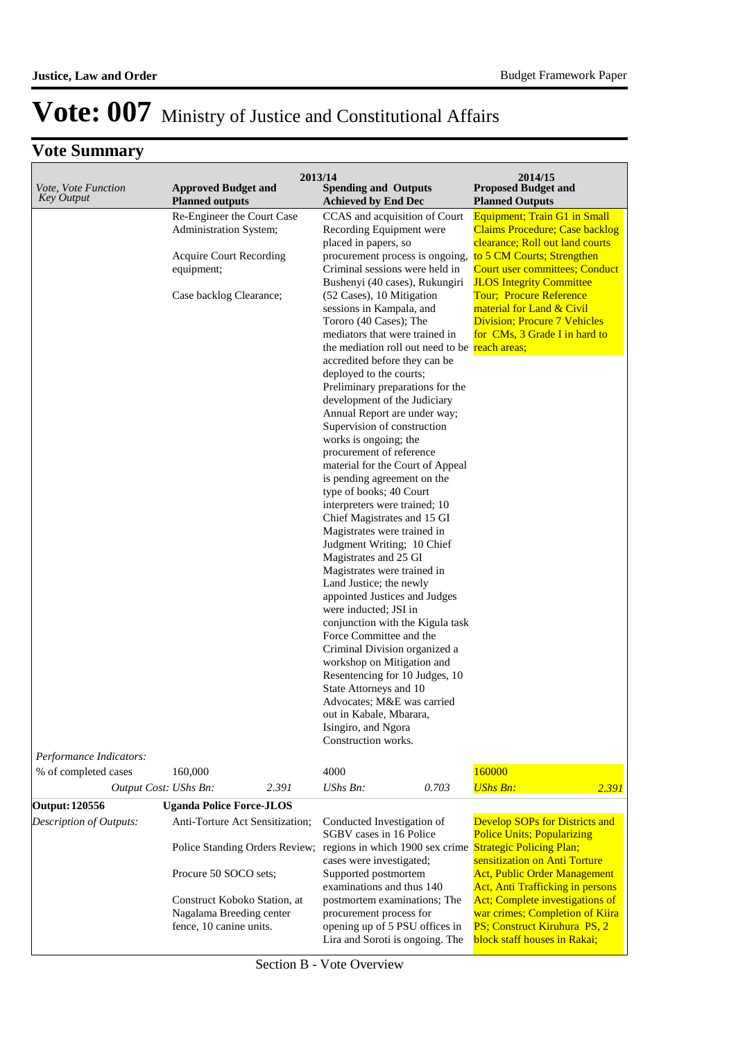# Vote: 007 Ministry of Justice and Constitutional Affairs

## Vote Summary

| *Vote, Vote Function Key Output* | 2013/14 **Approved Budget and Planned outputs** | | 2013/14 **Spending and Outputs Achieved by End Dec** | | 2014/15 **Proposed Budget and Planned Outputs** | |
|---|---|---|---|---|---|---|
| | Re-Engineer the Court Case Administration System; Acquire Court Recording equipment; Case backlog Clearance; | | CCAS and acquisition of Court Recording Equipment were placed in papers, so procurement process is ongoing, Criminal sessions were held in Bushenyi (40 cases), Rukungiri (52 Cases), 10 Mitigation sessions in Kampala, and Tororo (40 Cases); The mediators that were trained in the mediation roll out need to be accredited before they can be deployed to the courts; Preliminary preparations for the development of the Judiciary Annual Report are under way; Supervision of construction works is ongoing; the procurement of reference material for the Court of Appeal is pending agreement on the type of books; 40 Court interpreters were trained; 10 Chief Magistrates and 15 GI Magistrates were trained in Judgment Writing; 10 Chief Magistrates and 25 GI Magistrates were trained in Land Justice; the newly appointed Justices and Judges were inducted; JSI in conjunction with the Kigula task Force Committee and the Criminal Division organized a workshop on Mitigation and Resentencing for 10 Judges, 10 State Attorneys and 10 Advocates; M&E was carried out in Kabale, Mbarara, Isingiro, and Ngora Construction works. | | Equipment; Train G1 in Small Claims Procedure; Case backlog clearance; Roll out land courts to 5 CM Courts; Strengthen Court user committees; Conduct JLOS Integrity Committee Tour; Procure Reference material for Land & Civil Division; Procure 7 Vehicles for CMs, 3 Grade I in hard to reach areas; | |
| *Performance Indicators:* | | | | | | |
| % of completed cases | 160,000 | | 4000 | | 160000 | |
| *Output Cost: UShs Bn:* | | *2.391* | *UShs Bn:* | *0.703* | *UShs Bn:* | *2.391* |
| **Output: 120556** | **Uganda Police Force-JLOS** | | | | | |
| *Description of Outputs:* | Anti-Torture Act Sensitization; Police Standing Orders Review; Procure 50 SOCO sets; Construct Koboko Station, at Nagalama Breeding center fence, 10 canine units. | | Conducted Investigation of SGBV cases in 16 Police regions in which 1900 sex crime cases were investigated; Supported postmortem examinations and thus 140 postmortem examinations; The procurement process for opening up of 5 PSU offices in Lira and Soroti is ongoing. The | | Develop SOPs for Districts and Police Units; Popularizing Strategic Policing Plan; sensitization on Anti Torture Act, Public Order Management Act, Anti Trafficking in persons Act; Complete investigations of war crimes; Completion of Kiira PS; Construct Kiruhura PS, 2 block staff houses in Rakai; | |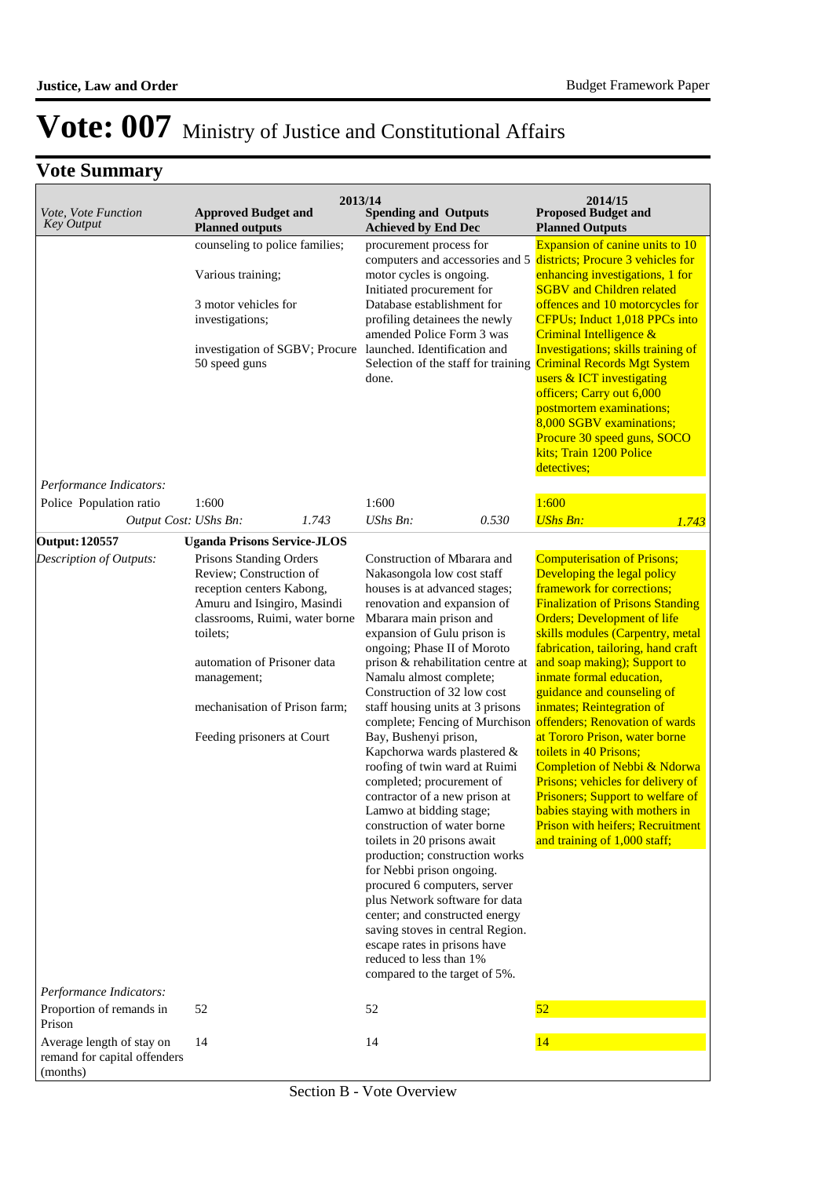# Vote: 007 Ministry of Justice and Constitutional Affairs

## Vote Summary

| *Vote, Vote Function Key Output* | 2013/14 **Approved Budget and Planned outputs** | 2013/14 **Spending and Outputs Achieved by End Dec** | 2014/15 **Proposed Budget and Planned Outputs** |
|---|---|---|---|
| | counseling to police families;<br><br>Various training;<br><br>3 motor vehicles for investigations;<br><br>investigation of SGBV; Procure 50 speed guns | procurement process for computers and accessories and 5 motor cycles is ongoing. Initiated procurement for Database establishment for profiling detainees the newly amended Police Form 3 was launched. Identification and Selection of the staff for training done. | Expansion of canine units to 10 districts; Procure 3 vehicles for enhancing investigations, 1 for SGBV and Children related offences and 10 motorcycles for CFPUs; Induct 1,018 PPCs into Criminal Intelligence & Investigations; skills training of Criminal Records Mgt System users & ICT investigating officers; Carry out 6,000 postmortem examinations; 8,000 SGBV examinations; Procure 30 speed guns, SOCO kits; Train 1200 Police detectives; |
| *Performance Indicators:* | | | |
| Police Population ratio | 1:600 | 1:600 | 1:600 |
| *Output Cost: UShs Bn:* | *1.743* | *UShs Bn:* *0.530* | *UShs Bn:* *1.743* |
| **Output: 120557** | **Uganda Prisons Service-JLOS** | | |
| *Description of Outputs:* | Prisons Standing Orders Review; Construction of reception centers Kabong, Amuru and Isingiro, Masindi classrooms, Ruimi, water borne toilets;<br><br>automation of Prisoner data management;<br><br>mechanisation of Prison farm;<br><br>Feeding prisoners at Court | Construction of Mbarara and Nakasongola low cost staff houses is at advanced stages; renovation and expansion of Mbarara main prison and expansion of Gulu prison is ongoing; Phase II of Moroto prison & rehabilitation centre at Namalu almost complete; Construction of 32 low cost staff housing units at 3 prisons complete; Fencing of Murchison Bay, Bushenyi prison, Kapchorwa wards plastered & roofing of twin ward at Ruimi completed; procurement of contractor of a new prison at Lamwo at bidding stage; construction of water borne toilets in 20 prisons await production; construction works for Nebbi prison ongoing. procured 6 computers, server plus Network software for data center; and constructed energy saving stoves in central Region. escape rates in prisons have reduced to less than 1% compared to the target of 5%. | Computerisation of Prisons; Developing the legal policy framework for corrections; Finalization of Prisons Standing Orders; Development of life skills modules (Carpentry, metal fabrication, tailoring, hand craft and soap making); Support to inmate formal education, guidance and counseling of inmates; Reintegration of offenders; Renovation of wards at Tororo Prison, water borne toilets in 40 Prisons; Completion of Nebbi & Ndorwa Prisons; vehicles for delivery of Prisoners; Support to welfare of babies staying with mothers in Prison with heifers; Recruitment and training of 1,000 staff; |
| *Performance Indicators:* | | | |
| Proportion of remands in Prison | 52 | 52 | 52 |
| Average length of stay on remand for capital offenders (months) | 14 | 14 | 14 |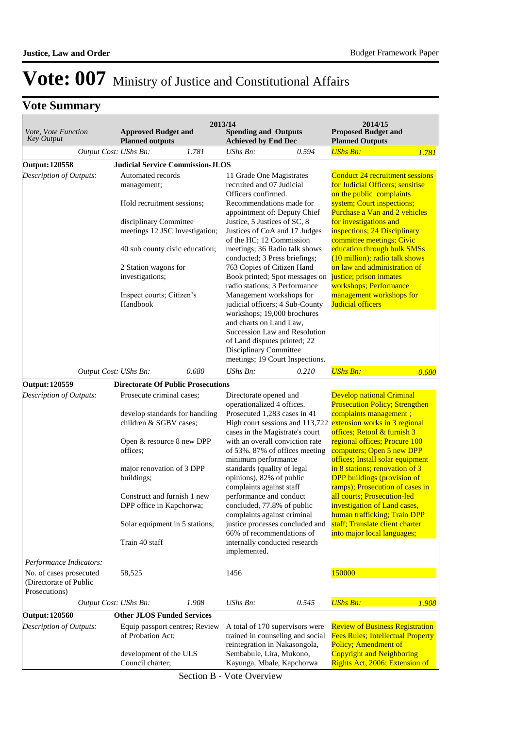# Vote: 007 Ministry of Justice and Constitutional Affairs

## Vote Summary

| Vote, Vote Function Key Output | 2013/14 Approved Budget and Planned outputs | | 2013/14 Spending and Outputs Achieved by End Dec | | 2014/15 Proposed Budget and Planned Outputs | |
|---|---|---|---|---|---|---|
| *Output Cost: UShs Bn:* | | *1.781* | *UShs Bn:* | *0.594* | *UShs Bn:* | *1.781* |
| **Output: 120558** | **Judicial Service Commission-JLOS** | | | | | |
| *Description of Outputs:* | Automated records management;<br><br>Hold recruitment sessions;<br><br>disciplinary Committee meetings 12 JSC Investigation;<br><br>40 sub county civic education;<br><br>2 Station wagons for investigations;<br><br>Inspect courts; Citizen's Handbook | | 11 Grade One Magistrates recruited and 07 Judicial Officers confirmed. Recommendations made for appointment of: Deputy Chief Justice, 5 Justices of SC, 8 Justices of CoA and 17 Judges of the HC; 12 Commission meetings; 36 Radio talk shows conducted; 3 Press briefings; 763 Copies of Citizen Hand Book printed; Spot messages on radio stations; 3 Performance Management workshops for judicial officers; 4 Sub-County workshops; 19,000 brochures and charts on Land Law, Succession Law and Resolution of Land disputes printed; 22 Disciplinary Committee meetings; 19 Court Inspections. | | Conduct 24 recruitment sessions for Judicial Officers; sensitise on the public complaints system; Court inspections; Purchase a Van and 2 vehicles for investigations and inspections; 24 Disciplinary committee meetings; Civic education through bulk SMSs (10 million); radio talk shows on law and administration of justice; prison inmates workshops; Performance management workshops for Judicial officers | |
| *Output Cost: UShs Bn:* | | *0.680* | *UShs Bn:* | *0.210* | *UShs Bn:* | *0.680* |
| **Output: 120559** | **Directorate Of Public Prosecutions** | | | | | |
| *Description of Outputs:* | Prosecute criminal cases;<br><br>develop standards for handling children & SGBV cases;<br><br>Open & resource 8 new DPP offices;<br><br>major renovation of 3 DPP buildings;<br><br>Construct and furnish 1 new DPP office in Kapchorwa;<br><br>Solar equipment in 5 stations;<br><br>Train 40 staff | | Directorate opened and operationalized 4 offices. Prosecuted 1,283 cases in 41 High court sessions and 113,722 cases in the Magistrate's court with an overall conviction rate of 53%. 87% of offices meeting minimum performance standards (quality of legal opinions), 82% of public complaints against staff performance and conduct concluded, 77.8% of public complaints against criminal justice processes concluded and 66% of recommendations of internally conducted research implemented. | | Develop national Criminal Prosecution Policy; Strengthen complaints management ; extension works in 3 regional offices; Retool & furnish 3 regional offices; Procure 100 computers; Open 5 new DPP offices; Install solar equipment in 8 stations; renovation of 3 DPP buildings (provision of ramps); Prosecution of cases in all courts; Prosecution-led investigation of Land cases, human trafficking; Train DPP staff; Translate client charter into major local languages; | |
| *Performance Indicators:* | | | | | | |
| No. of cases prosecuted (Directorate of Public Prosecutions) | 58,525 | | 1456 | | 150000 | |
| *Output Cost: UShs Bn:* | | *1.908* | *UShs Bn:* | *0.545* | *UShs Bn:* | *1.908* |
| **Output: 120560** | **Other JLOS Funded Services** | | | | | |
| *Description of Outputs:* | Equip passport centres; Review of Probation Act;<br><br>development of the ULS Council charter; | | A total of 170 supervisors were trained in counseling and social reintegration in Nakasongola, Sembabule, Lira, Mukono, Kayunga, Mbale, Kapchorwa | | Review of Business Registration Fees Rules; Intellectual Property Policy; Amendment of Copyright and Neighboring Rights Act, 2006; Extension of | |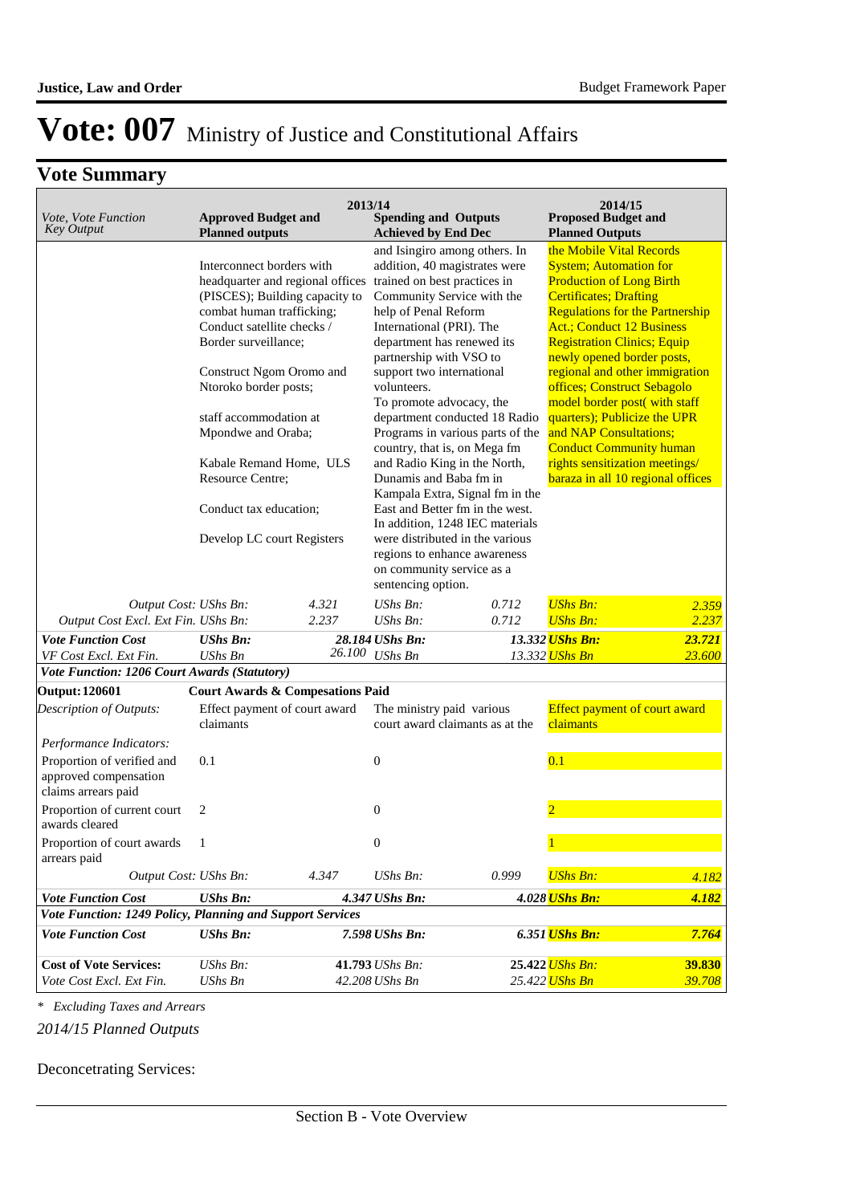# Vote: 007 Ministry of Justice and Constitutional Affairs

## Vote Summary

| Vote, Vote Function Key Output | 2013/14 Approved Budget and Planned outputs | | 2013/14 Spending and Outputs Achieved by End Dec | | 2014/15 Proposed Budget and Planned Outputs | |
|---|---|---|---|---|---|---|
| | Interconnect borders with headquarter and regional offices (PISCES); Building capacity to combat human trafficking; Conduct satellite checks / Border surveillance;<br><br>Construct Ngom Oromo and Ntoroko border posts;<br><br>staff accommodation at Mpondwe and Oraba;<br><br>Kabale Remand Home, ULS Resource Centre;<br><br>Conduct tax education;<br><br>Develop LC court Registers | | and Isingiro among others. In addition, 40 magistrates were trained on best practices in Community Service with the help of Penal Reform International (PRI). The department has renewed its partnership with VSO to support two international volunteers.<br>To promote advocacy, the department conducted 18 Radio Programs in various parts of the country, that is, on Mega fm and Radio King in the North, Dunamis and Baba fm in Kampala Extra, Signal fm in the East and Better fm in the west. In addition, 1248 IEC materials were distributed in the various regions to enhance awareness on community service as a sentencing option. | | the Mobile Vital Records System; Automation for Production of Long Birth Certificates; Drafting Regulations for the Partnership Act.; Conduct 12 Business Registration Clinics; Equip newly opened border posts, regional and other immigration offices; Construct Sebagolo model border post( with staff quarters); Publicize the UPR and NAP Consultations; Conduct Community human rights sensitization meetings/ baraza in all 10 regional offices | |
| *Output Cost:* | *UShs Bn:* | *4.321* | *UShs Bn:* | *0.712* | *UShs Bn:* | *2.359* |
| *Output Cost Excl. Ext Fin.* | *UShs Bn:* | *2.237* | *UShs Bn:* | *0.712* | *UShs Bn:* | *2.237* |
| ***Vote Function Cost*** | ***UShs Bn:*** | ***28.184*** | ***UShs Bn:*** | ***13.332*** | ***UShs Bn:*** | ***23.721*** |
| *VF Cost Excl. Ext Fin.* | *UShs Bn* | *26.100* | *UShs Bn* | *13.332* | *UShs Bn* | *23.600* |
| ***Vote Function: 1206 Court Awards (Statutory)*** | | | | | | |
| **Output: 120601** | **Court Awards & Compesations Paid** | | | | | |
| *Description of Outputs:* | Effect payment of court award claimants | | The ministry paid various court award claimants as at the | | Effect payment of court award claimants | |
| *Performance Indicators:* | | | | | | |
| Proportion of verified and approved compensation claims arrears paid | 0.1 | | 0 | | 0.1 | |
| Proportion of current court awards cleared | 2 | | 0 | | 2 | |
| Proportion of court awards arrears paid | 1 | | 0 | | 1 | |
| *Output Cost:* | *UShs Bn:* | *4.347* | *UShs Bn:* | *0.999* | *UShs Bn:* | *4.182* |
| ***Vote Function Cost*** | ***UShs Bn:*** | ***4.347*** | ***UShs Bn:*** | ***4.028*** | ***UShs Bn:*** | ***4.182*** |
| ***Vote Function: 1249 Policy, Planning and Support Services*** | | | | | | |
| ***Vote Function Cost*** | ***UShs Bn:*** | ***7.598*** | ***UShs Bn:*** | ***6.351*** | ***UShs Bn:*** | ***7.764*** |
| **Cost of Vote Services:** | *UShs Bn:* | **41.793** | *UShs Bn:* | **25.422** | *UShs Bn:* | **39.830** |
| *Vote Cost Excl. Ext Fin.* | *UShs Bn* | *42.208* | *UShs Bn* | *25.422* | *UShs Bn* | *39.708* |

*\* Excluding Taxes and Arrears*

*2014/15 Planned Outputs*

Deconcetrating Services: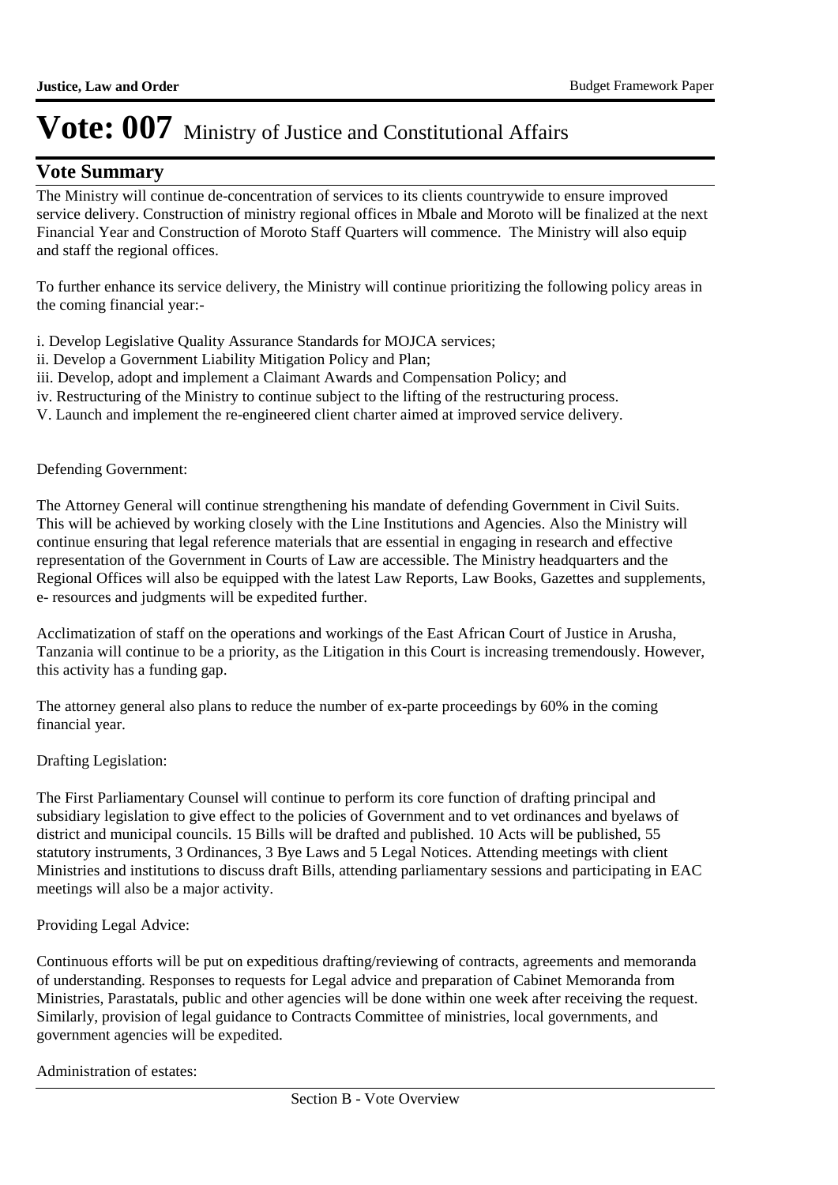# Vote: 007 Ministry of Justice and Constitutional Affairs

## Vote Summary

The Ministry will continue de-concentration of services to its clients countrywide to ensure improved service delivery. Construction of ministry regional offices in Mbale and Moroto will be finalized at the next Financial Year and Construction of Moroto Staff Quarters will commence. The Ministry will also equip and staff the regional offices.

To further enhance its service delivery, the Ministry will continue prioritizing the following policy areas in the coming financial year:-

i. Develop Legislative Quality Assurance Standards for MOJCA services;
ii. Develop a Government Liability Mitigation Policy and Plan;
iii. Develop, adopt and implement a Claimant Awards and Compensation Policy; and
iv. Restructuring of the Ministry to continue subject to the lifting of the restructuring process.
V. Launch and implement the re-engineered client charter aimed at improved service delivery.

Defending Government:

The Attorney General will continue strengthening his mandate of defending Government in Civil Suits. This will be achieved by working closely with the Line Institutions and Agencies. Also the Ministry will continue ensuring that legal reference materials that are essential in engaging in research and effective representation of the Government in Courts of Law are accessible. The Ministry headquarters and the Regional Offices will also be equipped with the latest Law Reports, Law Books, Gazettes and supplements, e- resources and judgments will be expedited further.

Acclimatization of staff on the operations and workings of the East African Court of Justice in Arusha, Tanzania will continue to be a priority, as the Litigation in this Court is increasing tremendously. However, this activity has a funding gap.

The attorney general also plans to reduce the number of ex-parte proceedings by 60% in the coming financial year.

Drafting Legislation:

The First Parliamentary Counsel will continue to perform its core function of drafting principal and subsidiary legislation to give effect to the policies of Government and to vet ordinances and byelaws of district and municipal councils. 15 Bills will be drafted and published. 10 Acts will be published, 55 statutory instruments, 3 Ordinances, 3 Bye Laws and 5 Legal Notices. Attending meetings with client Ministries and institutions to discuss draft Bills, attending parliamentary sessions and participating in EAC meetings will also be a major activity.

Providing Legal Advice:

Continuous efforts will be put on expeditious drafting/reviewing of contracts, agreements and memoranda of understanding. Responses to requests for Legal advice and preparation of Cabinet Memoranda from Ministries, Parastatals, public and other agencies will be done within one week after receiving the request. Similarly, provision of legal guidance to Contracts Committee of ministries, local governments, and government agencies will be expedited.

Administration of estates: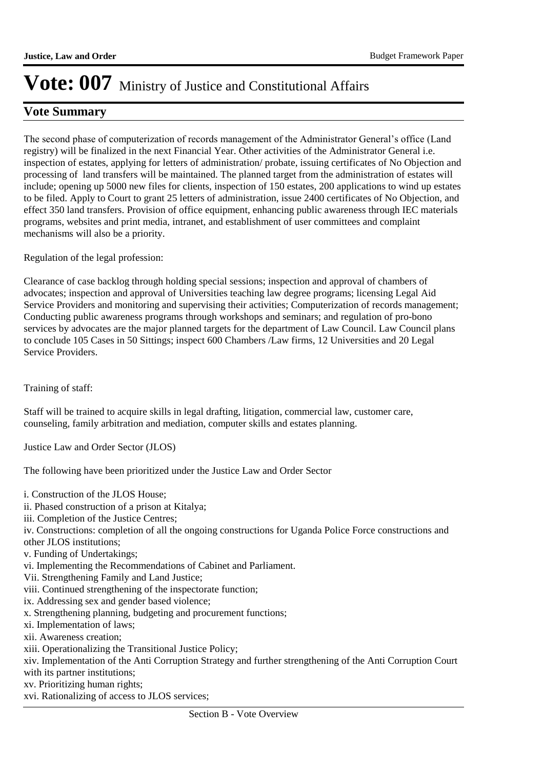# Vote: 007 Ministry of Justice and Constitutional Affairs

## Vote Summary

The second phase of computerization of records management of the Administrator General's office (Land registry) will be finalized in the next Financial Year. Other activities of the Administrator General i.e. inspection of estates, applying for letters of administration/ probate, issuing certificates of No Objection and processing of land transfers will be maintained. The planned target from the administration of estates will include; opening up 5000 new files for clients, inspection of 150 estates, 200 applications to wind up estates to be filed. Apply to Court to grant 25 letters of administration, issue 2400 certificates of No Objection, and effect 350 land transfers. Provision of office equipment, enhancing public awareness through IEC materials programs, websites and print media, intranet, and establishment of user committees and complaint mechanisms will also be a priority.

Regulation of the legal profession:

Clearance of case backlog through holding special sessions; inspection and approval of chambers of advocates; inspection and approval of Universities teaching law degree programs; licensing Legal Aid Service Providers and monitoring and supervising their activities; Computerization of records management; Conducting public awareness programs through workshops and seminars; and regulation of pro-bono services by advocates are the major planned targets for the department of Law Council. Law Council plans to conclude 105 Cases in 50 Sittings; inspect 600 Chambers /Law firms, 12 Universities and 20 Legal Service Providers.

Training of staff:

Staff will be trained to acquire skills in legal drafting, litigation, commercial law, customer care, counseling, family arbitration and mediation, computer skills and estates planning.

Justice Law and Order Sector (JLOS)

The following have been prioritized under the Justice Law and Order Sector

i. Construction of the JLOS House;
ii. Phased construction of a prison at Kitalya;
iii. Completion of the Justice Centres;
iv. Constructions: completion of all the ongoing constructions for Uganda Police Force constructions and other JLOS institutions;
v. Funding of Undertakings;
vi. Implementing the Recommendations of Cabinet and Parliament.
Vii. Strengthening Family and Land Justice;
viii. Continued strengthening of the inspectorate function;
ix. Addressing sex and gender based violence;
x. Strengthening planning, budgeting and procurement functions;
xi. Implementation of laws;
xii. Awareness creation;
xiii. Operationalizing the Transitional Justice Policy;
xiv. Implementation of the Anti Corruption Strategy and further strengthening of the Anti Corruption Court with its partner institutions;
xv. Prioritizing human rights;
xvi. Rationalizing of access to JLOS services;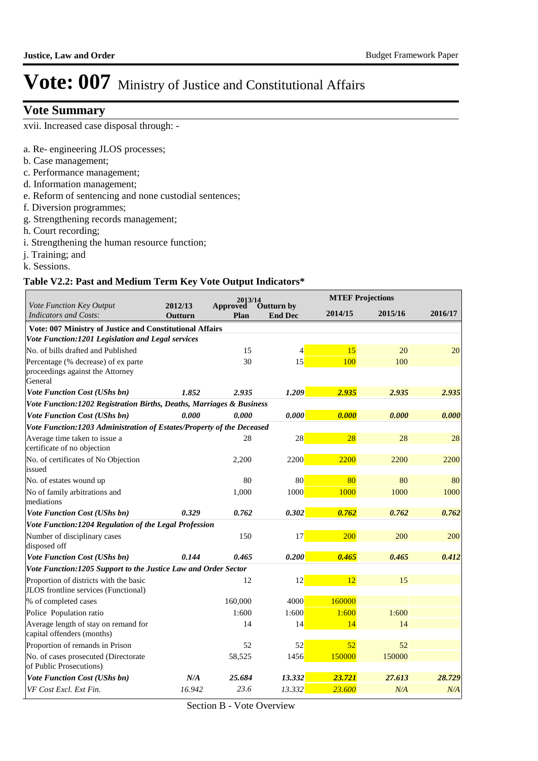# Vote: 007 Ministry of Justice and Constitutional Affairs

## Vote Summary

xvii. Increased case disposal through: -

a. Re- engineering JLOS processes;
b. Case management;
c. Performance management;
d. Information management;
e. Reform of sentencing and none custodial sentences;
f. Diversion programmes;
g. Strengthening records management;
h. Court recording;
i. Strengthening the human resource function;
j. Training; and
k. Sessions.

### Table V2.2: Past and Medium Term Key Vote Output Indicators*

| *Vote Function Key Output Indicators and Costs:* | 2012/13 Outturn | 2013/14 Approved Plan | 2013/14 Outturn by End Dec | MTEF Projections 2014/15 | 2015/16 | 2016/17 |
|---|---|---|---|---|---|---|
| **Vote: 007 Ministry of Justice and Constitutional Affairs** | | | | | | |
| ***Vote Function:1201 Legislation and Legal services*** | | | | | | |
| No. of bills drafted and Published | | 15 | 4 | 15 | 20 | 20 |
| Percentage (% decrease) of ex parte proceedings against the Attorney General | | 30 | 15 | 100 | 100 | |
| ***Vote Function Cost (UShs bn)*** | ***1.852*** | ***2.935*** | ***1.209*** | ***2.935*** | ***2.935*** | ***2.935*** |
| ***Vote Function:1202 Registration Births, Deaths, Marriages & Business*** | | | | | | |
| ***Vote Function Cost (UShs bn)*** | ***0.000*** | ***0.000*** | ***0.000*** | ***0.000*** | ***0.000*** | ***0.000*** |
| ***Vote Function:1203 Administration of Estates/Property of the Deceased*** | | | | | | |
| Average time taken to issue a certificate of no objection | | 28 | 28 | 28 | 28 | 28 |
| No. of certificates of No Objection issued | | 2,200 | 2200 | 2200 | 2200 | 2200 |
| No. of estates wound up | | 80 | 80 | 80 | 80 | 80 |
| No of family arbitrations and mediations | | 1,000 | 1000 | 1000 | 1000 | 1000 |
| ***Vote Function Cost (UShs bn)*** | ***0.329*** | ***0.762*** | ***0.302*** | ***0.762*** | ***0.762*** | ***0.762*** |
| ***Vote Function:1204 Regulation of the Legal Profession*** | | | | | | |
| Number of disciplinary cases disposed off | | 150 | 17 | 200 | 200 | 200 |
| ***Vote Function Cost (UShs bn)*** | ***0.144*** | ***0.465*** | ***0.200*** | ***0.465*** | ***0.465*** | ***0.412*** |
| ***Vote Function:1205 Support to the Justice Law and Order Sector*** | | | | | | |
| Proportion of districts with the basic JLOS frontline services (Functional) | | 12 | 12 | 12 | 15 | |
| % of completed cases | | 160,000 | 4000 | 160000 | | |
| Police Population ratio | | 1:600 | 1:600 | 1:600 | 1:600 | |
| Average length of stay on remand for capital offenders (months) | | 14 | 14 | 14 | 14 | |
| Proportion of remands in Prison | | 52 | 52 | 52 | 52 | |
| No. of cases prosecuted (Directorate of Public Prosecutions) | | 58,525 | 1456 | 150000 | 150000 | |
| ***Vote Function Cost (UShs bn)*** | ***N/A*** | ***25.684*** | ***13.332*** | ***23.721*** | ***27.613*** | ***28.729*** |
| *VF Cost Excl. Ext Fin.* | *16.942* | *23.6* | *13.332* | *23.600* | *N/A* | *N/A* |

Section B - Vote Overview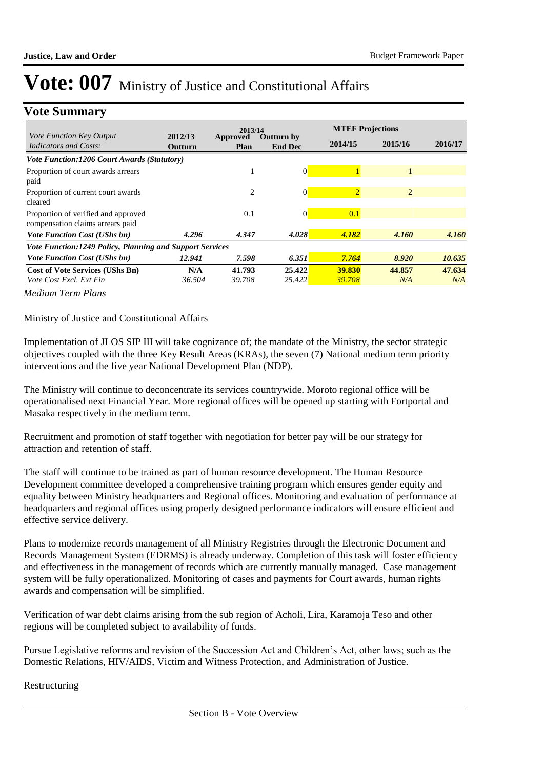# Vote: 007 Ministry of Justice and Constitutional Affairs

## Vote Summary

| *Vote Function Key Output Indicators and Costs:* | 2012/13 Outturn | 2013/14 Approved Plan | 2013/14 Outturn by End Dec | MTEF Projections 2014/15 | 2015/16 | 2016/17 |
|---|---|---|---|---|---|---|
| ***Vote Function:1206 Court Awards (Statutory)*** | | | | | | |
| Proportion of court awards arrears paid | | 1 | 0 | 1 | 1 | |
| Proportion of current court awards cleared | | 2 | 0 | 2 | 2 | |
| Proportion of verified and approved compensation claims arrears paid | | 0.1 | 0 | 0.1 | | |
| ***Vote Function Cost (UShs bn)*** | ***4.296*** | ***4.347*** | ***4.028*** | ***4.182*** | ***4.160*** | ***4.160*** |
| ***Vote Function:1249 Policy, Planning and Support Services*** | | | | | | |
| ***Vote Function Cost (UShs bn)*** | ***12.941*** | ***7.598*** | ***6.351*** | ***7.764*** | ***8.920*** | ***10.635*** |
| **Cost of Vote Services (UShs Bn)** | **N/A** | **41.793** | **25.422** | **39.830** | **44.857** | **47.634** |
| *Vote Cost Excl. Ext Fin* | *36.504* | *39.708* | *25.422* | *39.708* | *N/A* | *N/A* |

*Medium Term Plans*

Ministry of Justice and Constitutional Affairs

Implementation of JLOS SIP III will take cognizance of; the mandate of the Ministry, the sector strategic objectives coupled with the three Key Result Areas (KRAs), the seven (7) National medium term priority interventions and the five year National Development Plan (NDP).

The Ministry will continue to deconcentrate its services countrywide. Moroto regional office will be operationalised next Financial Year. More regional offices will be opened up starting with Fortportal and Masaka respectively in the medium term.

Recruitment and promotion of staff together with negotiation for better pay will be our strategy for attraction and retention of staff.

The staff will continue to be trained as part of human resource development. The Human Resource Development committee developed a comprehensive training program which ensures gender equity and equality between Ministry headquarters and Regional offices. Monitoring and evaluation of performance at headquarters and regional offices using properly designed performance indicators will ensure efficient and effective service delivery.

Plans to modernize records management of all Ministry Registries through the Electronic Document and Records Management System (EDRMS) is already underway. Completion of this task will foster efficiency and effectiveness in the management of records which are currently manually managed. Case management system will be fully operationalized. Monitoring of cases and payments for Court awards, human rights awards and compensation will be simplified.

Verification of war debt claims arising from the sub region of Acholi, Lira, Karamoja Teso and other regions will be completed subject to availability of funds.

Pursue Legislative reforms and revision of the Succession Act and Children's Act, other laws; such as the Domestic Relations, HIV/AIDS, Victim and Witness Protection, and Administration of Justice.

Restructuring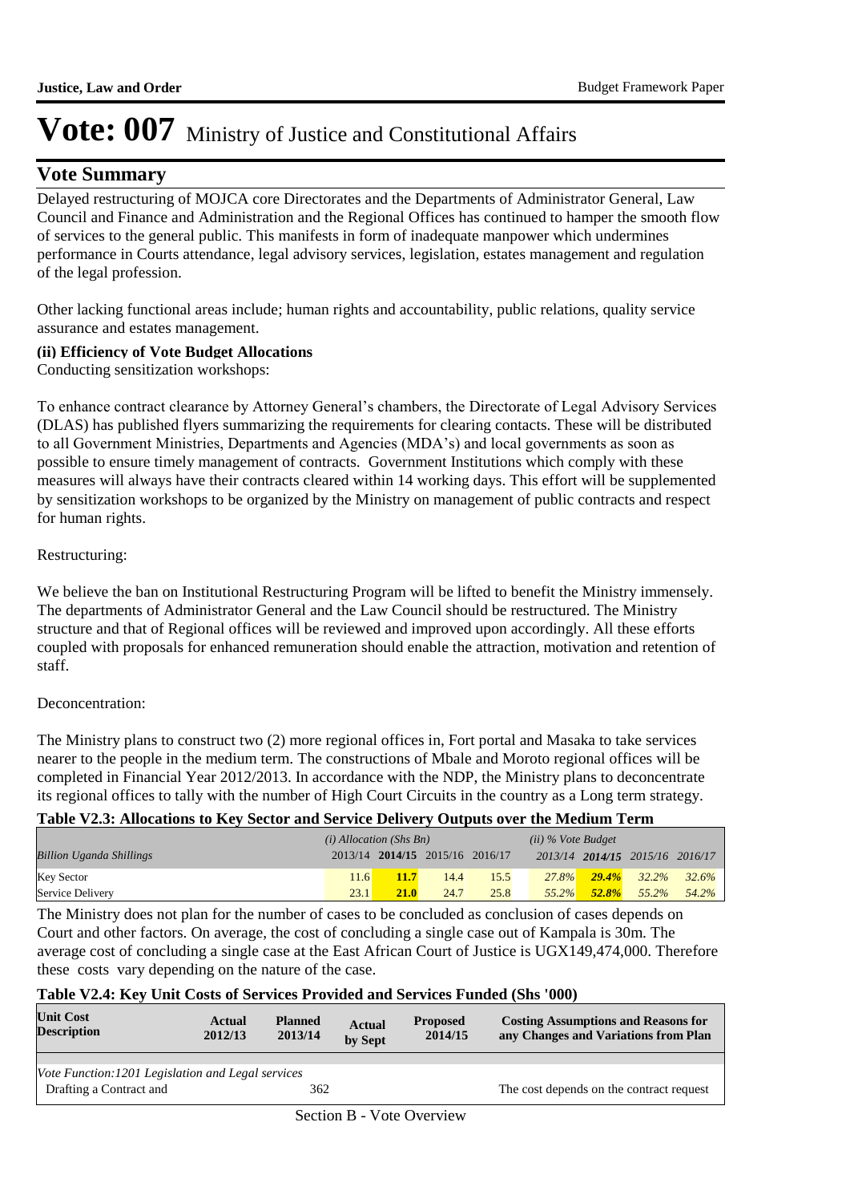# Vote: 007 Ministry of Justice and Constitutional Affairs

## Vote Summary

Delayed restructuring of MOJCA core Directorates and the Departments of Administrator General, Law Council and Finance and Administration and the Regional Offices has continued to hamper the smooth flow of services to the general public. This manifests in form of inadequate manpower which undermines performance in Courts attendance, legal advisory services, legislation, estates management and regulation of the legal profession.

Other lacking functional areas include; human rights and accountability, public relations, quality service assurance and estates management.

**(ii) Efficiency of Vote Budget Allocations**

Conducting sensitization workshops:

To enhance contract clearance by Attorney General's chambers, the Directorate of Legal Advisory Services (DLAS) has published flyers summarizing the requirements for clearing contacts. These will be distributed to all Government Ministries, Departments and Agencies (MDA's) and local governments as soon as possible to ensure timely management of contracts. Government Institutions which comply with these measures will always have their contracts cleared within 14 working days. This effort will be supplemented by sensitization workshops to be organized by the Ministry on management of public contracts and respect for human rights.

Restructuring:

We believe the ban on Institutional Restructuring Program will be lifted to benefit the Ministry immensely. The departments of Administrator General and the Law Council should be restructured. The Ministry structure and that of Regional offices will be reviewed and improved upon accordingly. All these efforts coupled with proposals for enhanced remuneration should enable the attraction, motivation and retention of staff.

Deconcentration:

The Ministry plans to construct two (2) more regional offices in, Fort portal and Masaka to take services nearer to the people in the medium term. The constructions of Mbale and Moroto regional offices will be completed in Financial Year 2012/2013. In accordance with the NDP, the Ministry plans to deconcentrate its regional offices to tally with the number of High Court Circuits in the country as a Long term strategy.

**Table V2.3: Allocations to Key Sector and Service Delivery Outputs over the Medium Term**

| | *(i) Allocation (Shs Bn)* | | | | *(ii) % Vote Budget* | | | |
|---|---|---|---|---|---|---|---|---|
| *Billion Uganda Shillings* | 2013/14 | **2014/15** | 2015/16 | 2016/17 | *2013/14* | ***2014/15*** | *2015/16* | *2016/17* |
| Key Sector | 11.6 | **11.7** | 14.4 | 15.5 | *27.8%* | ***29.4%*** | *32.2%* | *32.6%* |
| Service Delivery | 23.1 | **21.0** | 24.7 | 25.8 | *55.2%* | ***52.8%*** | *55.2%* | *54.2%* |

The Ministry does not plan for the number of cases to be concluded as conclusion of cases depends on Court and other factors. On average, the cost of concluding a single case out of Kampala is 30m. The average cost of concluding a single case at the East African Court of Justice is UGX149,474,000. Therefore these costs vary depending on the nature of the case.

**Table V2.4: Key Unit Costs of Services Provided and Services Funded (Shs '000)**

| Unit Cost Description | Actual 2012/13 | Planned 2013/14 | Actual by Sept | Proposed 2014/15 | Costing Assumptions and Reasons for any Changes and Variations from Plan |
|---|---|---|---|---|---|
| *Vote Function:1201 Legislation and Legal services* | | | | | |
| Drafting a Contract and | | 362 | | | The cost depends on the contract request |

Section B - Vote Overview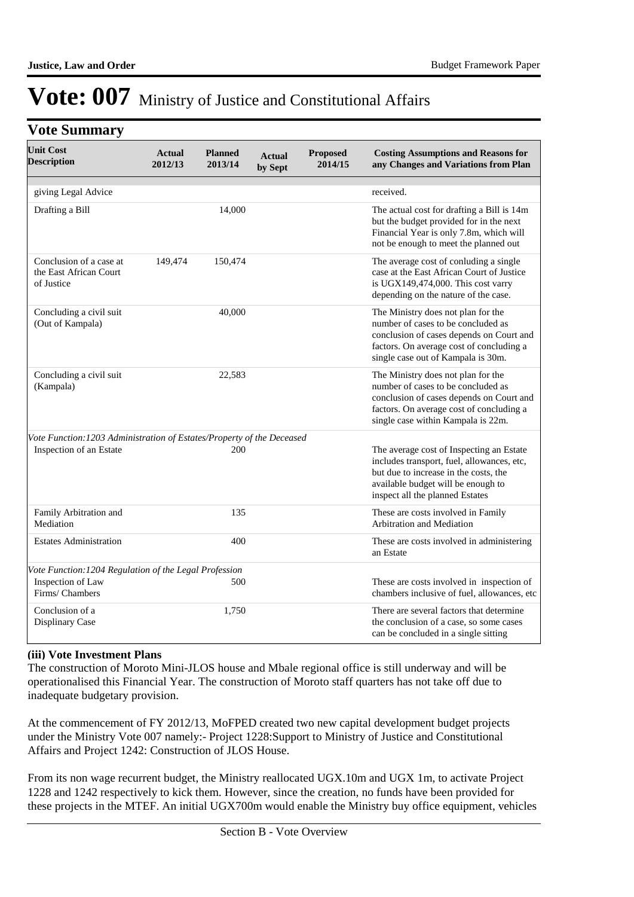# Vote: 007 Ministry of Justice and Constitutional Affairs

## Vote Summary

| Unit Cost Description | Actual 2012/13 | Planned 2013/14 | Actual by Sept | Proposed 2014/15 | Costing Assumptions and Reasons for any Changes and Variations from Plan |
|---|---|---|---|---|---|
| giving Legal Advice | | | | | received. |
| Drafting a Bill | | 14,000 | | | The actual cost for drafting a Bill is 14m but the budget provided for in the next Financial Year is only 7.8m, which will not be enough to meet the planned out |
| Conclusion of a case at the East African Court of Justice | 149,474 | 150,474 | | | The average cost of conluding a single case at the East African Court of Justice is UGX149,474,000. This cost varry depending on the nature of the case. |
| Concluding a civil suit (Out of Kampala) | | 40,000 | | | The Ministry does not plan for the number of cases to be concluded as conclusion of cases depends on Court and factors. On average cost of concluding a single case out of Kampala is 30m. |
| Concluding a civil suit (Kampala) | | 22,583 | | | The Ministry does not plan for the number of cases to be concluded as conclusion of cases depends on Court and factors. On average cost of concluding a single case within Kampala is 22m. |
| *Vote Function:1203 Administration of Estates/Property of the Deceased* | | | | | |
| Inspection of an Estate | | 200 | | | The average cost of Inspecting an Estate includes transport, fuel, allowances, etc, but due to increase in the costs, the available budget will be enough to inspect all the planned Estates |
| Family Arbitration and Mediation | | 135 | | | These are costs involved in Family Arbitration and Mediation |
| Estates Administration | | 400 | | | These are costs involved in administering an Estate |
| *Vote Function:1204 Regulation of the Legal Profession* | | | | | |
| Inspection of Law Firms/ Chambers | | 500 | | | These are costs involved in inspection of chambers inclusive of fuel, allowances, etc |
| Conclusion of a Displinary Case | | 1,750 | | | There are several factors that determine the conclusion of a case, so some cases can be concluded in a single sitting |

**(iii) Vote Investment Plans**

The construction of Moroto Mini-JLOS house and Mbale regional office is still underway and will be operationalised this Financial Year. The construction of Moroto staff quarters has not take off due to inadequate budgetary provision.

At the commencement of FY 2012/13, MoFPED created two new capital development budget projects under the Ministry Vote 007 namely:- Project 1228:Support to Ministry of Justice and Constitutional Affairs and Project 1242: Construction of JLOS House.

From its non wage recurrent budget, the Ministry reallocated UGX.10m and UGX 1m, to activate Project 1228 and 1242 respectively to kick them. However, since the creation, no funds have been provided for these projects in the MTEF. An initial UGX700m would enable the Ministry buy office equipment, vehicles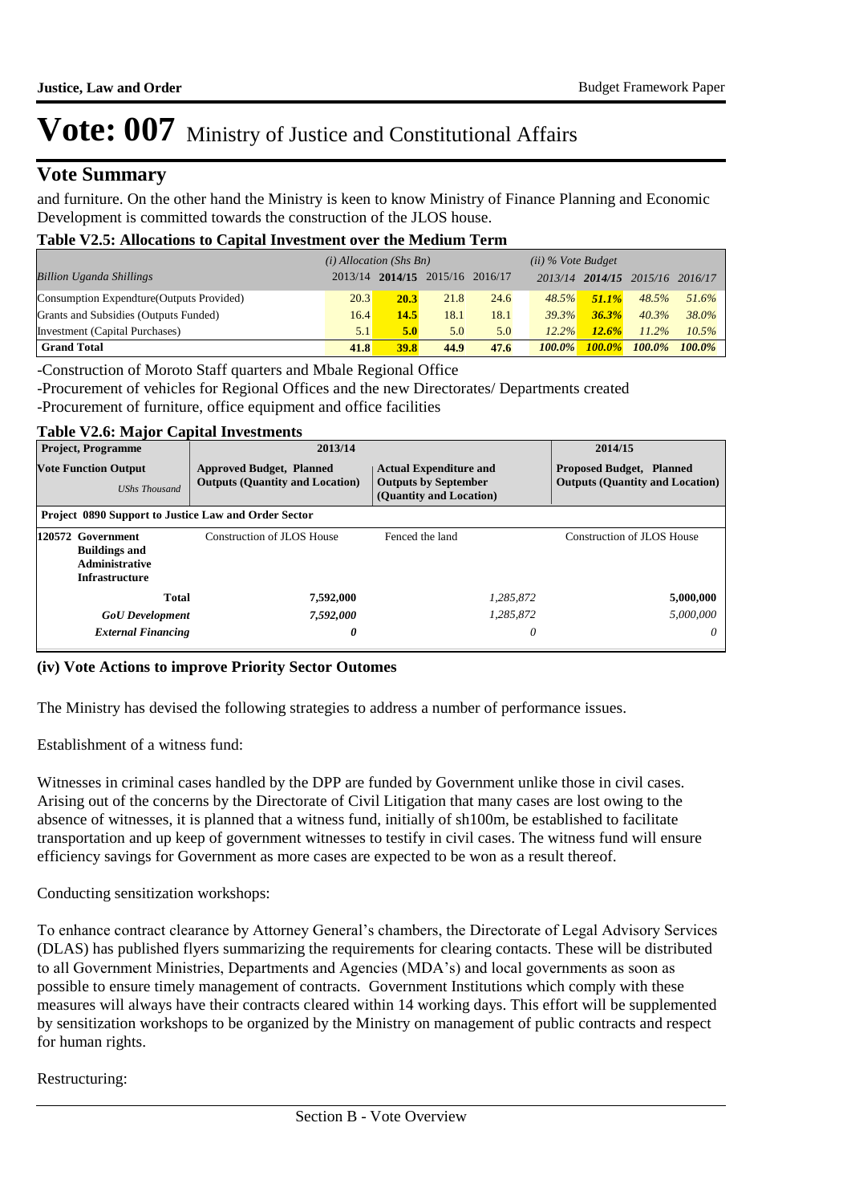# Vote: 007 Ministry of Justice and Constitutional Affairs

## Vote Summary

and furniture. On the other hand the Ministry is keen to know Ministry of Finance Planning and Economic Development is committed towards the construction of the JLOS house.

**Table V2.5: Allocations to Capital Investment over the Medium Term**

| | (i) Allocation (Shs Bn) | | | | (ii) % Vote Budget | | | |
|---|---|---|---|---|---|---|---|---|
| *Billion Uganda Shillings* | 2013/14 | **2014/15** | 2015/16 | 2016/17 | 2013/14 | **2014/15** | 2015/16 | 2016/17 |
| Consumption Expendture(Outputs Provided) | 20.3 | **20.3** | 21.8 | 24.6 | *48.5%* | ***51.1%*** | *48.5%* | *51.6%* |
| Grants and Subsidies (Outputs Funded) | 16.4 | **14.5** | 18.1 | 18.1 | *39.3%* | ***36.3%*** | *40.3%* | *38.0%* |
| Investment (Capital Purchases) | 5.1 | **5.0** | 5.0 | 5.0 | *12.2%* | ***12.6%*** | *11.2%* | *10.5%* |
| **Grand Total** | **41.8** | **39.8** | **44.9** | **47.6** | ***100.0%*** | ***100.0%*** | ***100.0%*** | ***100.0%*** |

-Construction of Moroto Staff quarters and Mbale Regional Office
-Procurement of vehicles for Regional Offices and the new Directorates/ Departments created
-Procurement of furniture, office equipment and office facilities

**Table V2.6: Major Capital Investments**

| **Project, Programme** | **2013/14** | | **2014/15** |
|---|---|---|---|
| **Vote Function Output** *UShs Thousand* | **Approved Budget, Planned Outputs (Quantity and Location)** | **Actual Expenditure and Outputs by September (Quantity and Location)** | **Proposed Budget, Planned Outputs (Quantity and Location)** |
| **Project 0890 Support to Justice Law and Order Sector** | | | |
| **120572 Government Buildings and Administrative Infrastructure** | Construction of JLOS House | Fenced the land | Construction of JLOS House |
| **Total** | **7,592,000** | *1,285,872* | **5,000,000** |
| ***GoU Development*** | *7,592,000* | *1,285,872* | *5,000,000* |
| ***External Financing*** | ***0*** | *0* | *0* |

**(iv) Vote Actions to improve Priority Sector Outomes**

The Ministry has devised the following strategies to address a number of performance issues.

Establishment of a witness fund:

Witnesses in criminal cases handled by the DPP are funded by Government unlike those in civil cases. Arising out of the concerns by the Directorate of Civil Litigation that many cases are lost owing to the absence of witnesses, it is planned that a witness fund, initially of sh100m, be established to facilitate transportation and up keep of government witnesses to testify in civil cases. The witness fund will ensure efficiency savings for Government as more cases are expected to be won as a result thereof.

Conducting sensitization workshops:

To enhance contract clearance by Attorney General's chambers, the Directorate of Legal Advisory Services (DLAS) has published flyers summarizing the requirements for clearing contacts. These will be distributed to all Government Ministries, Departments and Agencies (MDA's) and local governments as soon as possible to ensure timely management of contracts. Government Institutions which comply with these measures will always have their contracts cleared within 14 working days. This effort will be supplemented by sensitization workshops to be organized by the Ministry on management of public contracts and respect for human rights.

Restructuring: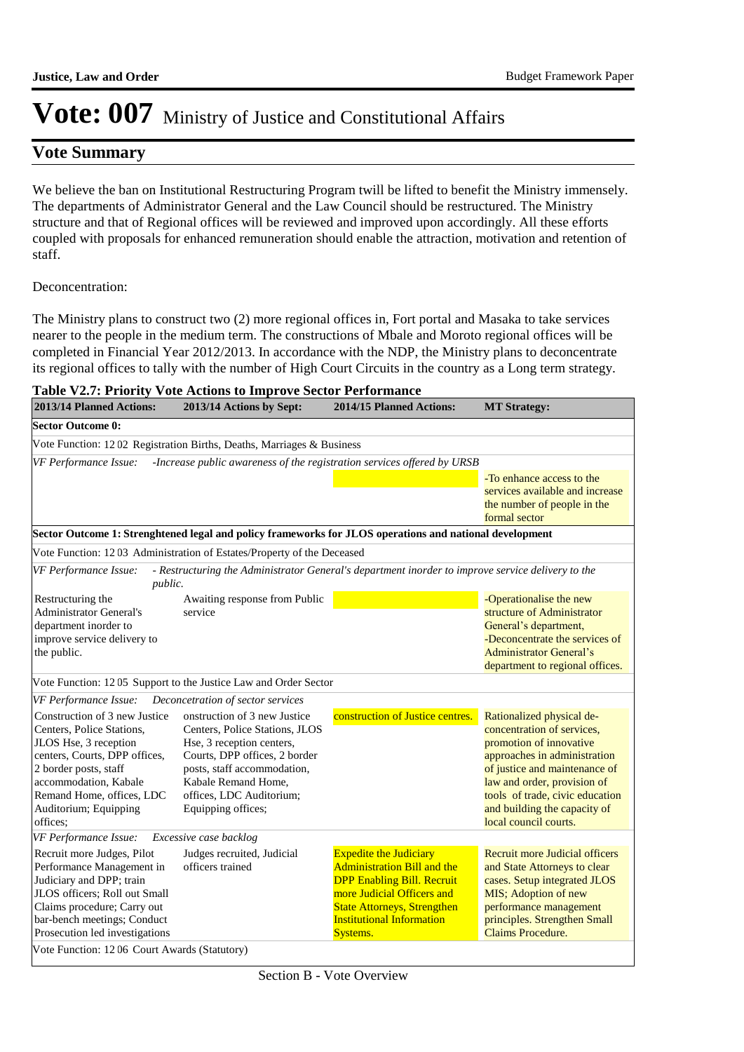# Vote: 007 Ministry of Justice and Constitutional Affairs

## Vote Summary

We believe the ban on Institutional Restructuring Program twill be lifted to benefit the Ministry immensely. The departments of Administrator General and the Law Council should be restructured. The Ministry structure and that of Regional offices will be reviewed and improved upon accordingly. All these efforts coupled with proposals for enhanced remuneration should enable the attraction, motivation and retention of staff.

Deconcentration:

The Ministry plans to construct two (2) more regional offices in, Fort portal and Masaka to take services nearer to the people in the medium term. The constructions of Mbale and Moroto regional offices will be completed in Financial Year 2012/2013. In accordance with the NDP, the Ministry plans to deconcentrate its regional offices to tally with the number of High Court Circuits in the country as a Long term strategy.

**Table V2.7: Priority Vote Actions to Improve Sector Performance**

| 2013/14 Planned Actions: | 2013/14 Actions by Sept: | 2014/15 Planned Actions: | MT Strategy: |
|---|---|---|---|
| **Sector Outcome 0:** | | | |
| Vote Function: 12 02 Registration Births, Deaths, Marriages & Business | | | |
| *VF Performance Issue: -Increase public awareness of the registration services offered by URSB* | | | |
| | | | -To enhance access to the services available and increase the number of people in the formal sector |
| **Sector Outcome 1: Strenghtened legal and policy frameworks for JLOS operations and national development** | | | |
| Vote Function: 12 03 Administration of Estates/Property of the Deceased | | | |
| *VF Performance Issue: - Restructuring the Administrator General's department inorder to improve service delivery to the public.* | | | |
| Restructuring the Administrator General's department inorder to improve service delivery to the public. | Awaiting response from Public service | | -Operationalise the new structure of Administrator General's department, -Deconcentrate the services of Administrator General's department to regional offices. |
| Vote Function: 12 05 Support to the Justice Law and Order Sector | | | |
| *VF Performance Issue: Deconcetration of sector services* | | | |
| Construction of 3 new Justice Centers, Police Stations, JLOS Hse, 3 reception centers, Courts, DPP offices, 2 border posts, staff accommodation, Kabale Remand Home, offices, LDC Auditorium; Equipping offices; | onstruction of 3 new Justice Centers, Police Stations, JLOS Hse, 3 reception centers, Courts, DPP offices, 2 border posts, staff accommodation, Kabale Remand Home, offices, LDC Auditorium; Equipping offices; | construction of Justice centres. | Rationalized physical de-concentration of services, promotion of innovative approaches in administration of justice and maintenance of law and order, provision of tools of trade, civic education and building the capacity of local council courts. |
| *VF Performance Issue: Excessive case backlog* | | | |
| Recruit more Judges, Pilot Performance Management in Judiciary and DPP; train JLOS officers; Roll out Small Claims procedure; Carry out bar-bench meetings; Conduct Prosecution led investigations | Judges recruited, Judicial officers trained | Expedite the Judiciary Administration Bill and the DPP Enabling Bill. Recruit more Judicial Officers and State Attorneys, Strengthen Institutional Information Systems. | Recruit more Judicial officers and State Attorneys to clear cases. Setup integrated JLOS MIS; Adoption of new performance management principles. Strengthen Small Claims Procedure. |
| Vote Function: 12 06 Court Awards (Statutory) | | | |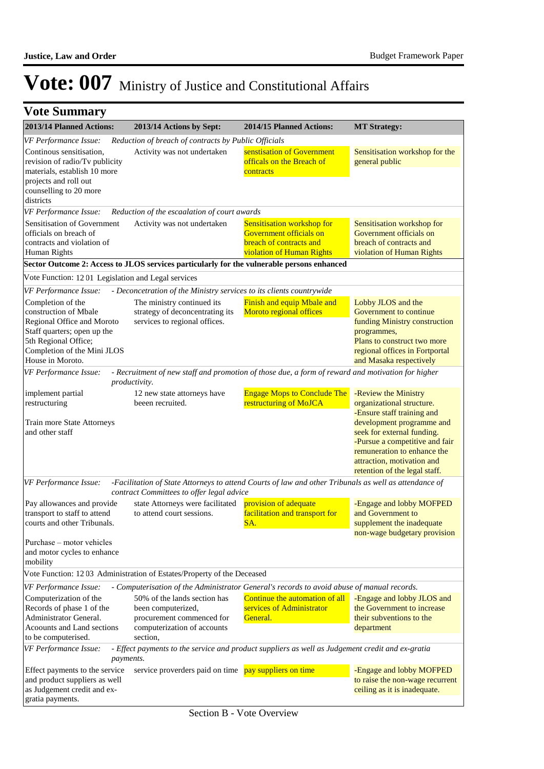# Vote: 007 Ministry of Justice and Constitutional Affairs

## Vote Summary

| 2013/14 Planned Actions: | 2013/14 Actions by Sept: | 2014/15 Planned Actions: | MT Strategy: |
|---|---|---|---|
| *VF Performance Issue:* *Reduction of breach of contracts by Public Officials* | | | |
| Continous sensitisation, revision of radio/Tv publicity materials, establish 10 more projects and roll out counselling to 20 more districts | Activity was not undertaken | senstisation of Government officals on the Breach of contracts | Sensitisation workshop for the general public |
| *VF Performance Issue:* *Reduction of the escaalation of court awards* | | | |
| Sensitisation of Government officials on breach of contracts and violation of Human Rights | Activity was not undertaken | Sensitisation workshop for Government officials on breach of contracts and violation of Human Rights | Sensitisation workshop for Government officials on breach of contracts and violation of Human Rights |
| **Sector Outcome 2: Access to JLOS services particularly for the vulnerable persons enhanced** | | | |
| Vote Function: 12 01 Legislation and Legal services | | | |
| *VF Performance Issue:* *- Deconcetration of the Ministry services to its clients countrywide* | | | |
| Completion of the construction of Mbale Regional Office and Moroto Staff quarters; open up the 5th Regional Office; Completion of the Mini JLOS House in Moroto. | The ministry continued its strategy of deconcentrating its services to regional offices. | Finish and equip Mbale and Moroto regional offices | Lobby JLOS and the Government to continue funding Ministry construction programmes, Plans to construct two more regional offices in Fortportal and Masaka respectively |
| *VF Performance Issue:* *- Recruitment of new staff and promotion of those due, a form of reward and motivation for higher productivity.* | | | |
| implement partial restructuring<br><br>Train more State Attorneys and other staff | 12 new state attorneys have beeen recruited. | Engage Mops to Conclude The restructuring of MoJCA | -Review the Ministry organizational structure.<br>-Ensure staff training and development programme and seek for external funding.<br>-Pursue a competitive and fair remuneration to enhance the attraction, motivation and retention of the legal staff. |
| *VF Performance Issue:* *-Facilitation of State Attorneys to attend Courts of law and other Tribunals as well as attendance of contract Committees to offer legal advice* | | | |
| Pay allowances and provide transport to staff to attend courts and other Tribunals.<br><br>Purchase – motor vehicles and motor cycles to enhance mobility | state Attorneys were facilitated to attend court sessions. | provision of adequate facilitation and transport for SA. | -Engage and lobby MOFPED and Government to supplement the inadequate non-wage budgetary provision |
| Vote Function: 12 03 Administration of Estates/Property of the Deceased | | | |
| *VF Performance Issue:* *- Computerisation of the Administrator General's records to avoid abuse of manual records.* | | | |
| Computerization of the Records of phase 1 of the Administrator General. Acoounts and Land sections to be computerised. | 50% of the lands section has been computerized, procurement commenced for computerization of accounts section, | Continue the automation of all services of Administrator General. | -Engage and lobby JLOS and the Government to increase their subventions to the department |
| *VF Performance Issue:* *- Effect payments to the service and product suppliers as well as Judgement credit and ex-gratia payments.* | | | |
| Effect payments to the service and product suppliers as well as Judgement credit and ex-gratia payments. | service proverders paid on time | pay suppliers on time | -Engage and lobby MOFPED to raise the non-wage recurrent ceiling as it is inadequate. |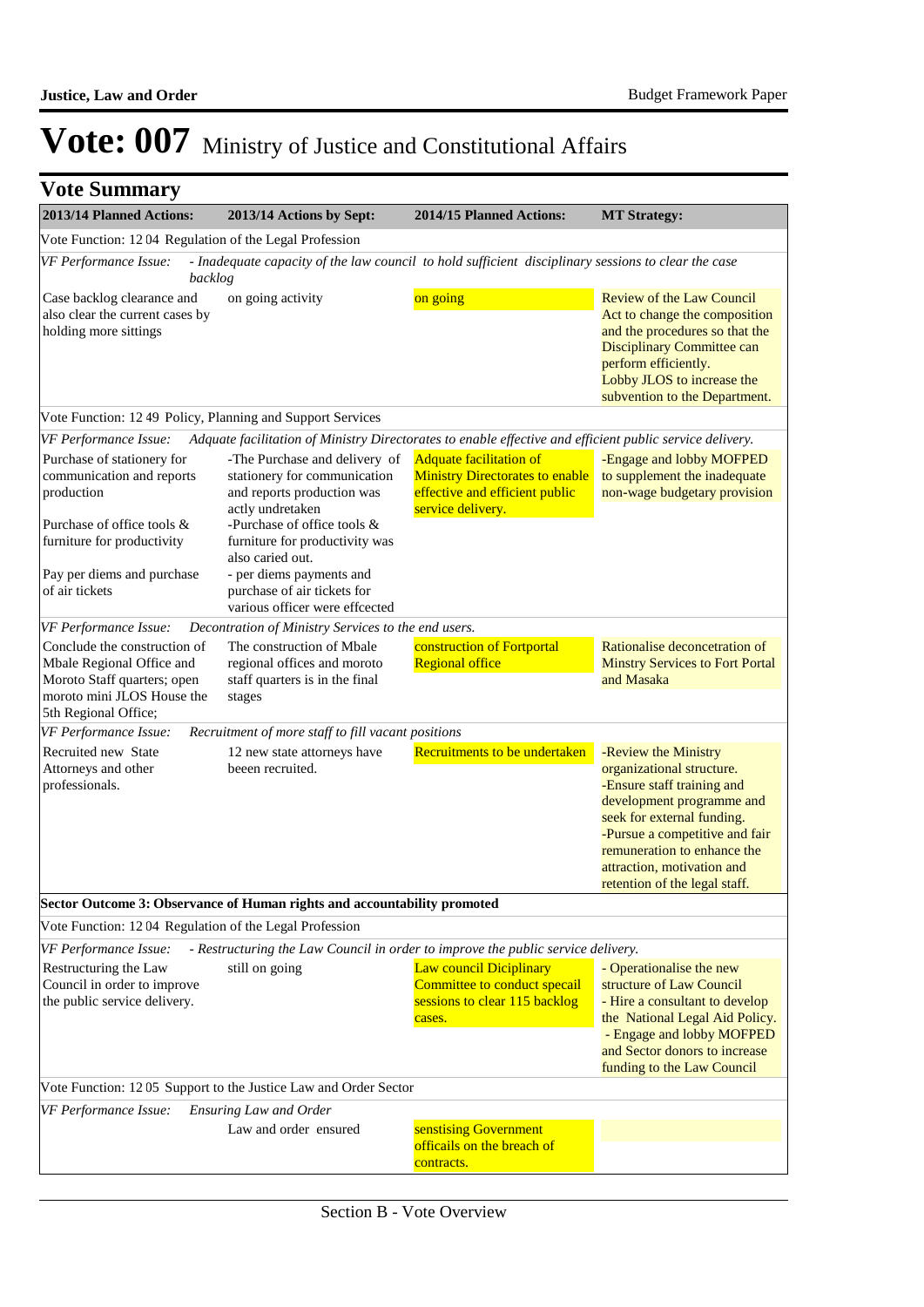# Vote: 007 Ministry of Justice and Constitutional Affairs

## Vote Summary

| 2013/14 Planned Actions: | 2013/14 Actions by Sept: | 2014/15 Planned Actions: | MT Strategy: |
|---|---|---|---|
| Vote Function: 12 04 Regulation of the Legal Profession | | | |
| *VF Performance Issue: - Inadequate capacity of the law council to hold sufficient disciplinary sessions to clear the case backlog* | | | |
| Case backlog clearance and also clear the current cases by holding more sittings | on going activity | on going | Review of the Law Council Act to change the composition and the procedures so that the Disciplinary Committee can perform efficiently. Lobby JLOS to increase the subvention to the Department. |
| Vote Function: 12 49 Policy, Planning and Support Services | | | |
| *VF Performance Issue: Adquate facilitation of Ministry Directorates to enable effective and efficient public service delivery.* | | | |
| Purchase of stationery for communication and reports production<br><br>Purchase of office tools & furniture for productivity<br><br>Pay per diems and purchase of air tickets | -The Purchase and delivery of stationery for communication and reports production was actly undretaken<br>-Purchase of office tools & furniture for productivity was also caried out.<br>- per diems payments and purchase of air tickets for various officer were effcected | Adquate facilitation of Ministry Directorates to enable effective and efficient public service delivery. | -Engage and lobby MOFPED to supplement the inadequate non-wage budgetary provision |
| *VF Performance Issue: Decontration of Ministry Services to the end users.* | | | |
| Conclude the construction of Mbale Regional Office and Moroto Staff quarters; open moroto mini JLOS House the 5th Regional Office; | The construction of Mbale regional offices and moroto staff quarters is in the final stages | construction of Fortportal Regional office | Rationalise deconcetration of Minstry Services to Fort Portal and Masaka |
| *VF Performance Issue: Recruitment of more staff to fill vacant positions* | | | |
| Recruited new State Attorneys and other professionals. | 12 new state attorneys have beeen recruited. | Recruitments to be undertaken | -Review the Ministry organizational structure.<br>-Ensure staff training and development programme and seek for external funding.<br>-Pursue a competitive and fair remuneration to enhance the attraction, motivation and retention of the legal staff. |
| **Sector Outcome 3: Observance of Human rights and accountability promoted** | | | |
| Vote Function: 12 04 Regulation of the Legal Profession | | | |
| *VF Performance Issue: - Restructuring the Law Council in order to improve the public service delivery.* | | | |
| Restructuring the Law Council in order to improve the public service delivery. | still on going | Law council Diciplinary Committee to conduct specail sessions to clear 115 backlog cases. | - Operationalise the new structure of Law Council<br>- Hire a consultant to develop the National Legal Aid Policy.<br>- Engage and lobby MOFPED and Sector donors to increase funding to the Law Council |
| Vote Function: 12 05 Support to the Justice Law and Order Sector | | | |
| *VF Performance Issue: Ensuring Law and Order* | | | |
| | Law and order ensured | senstising Government officails on the breach of contracts. | |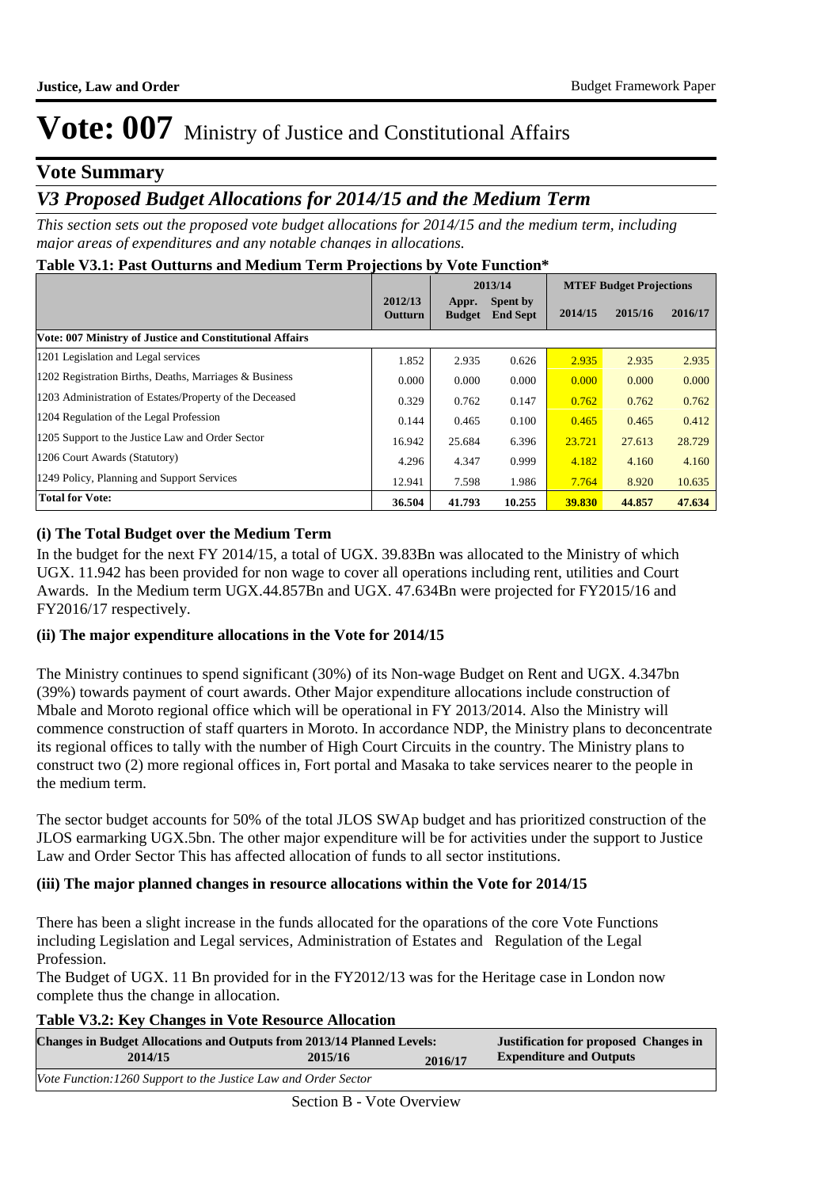# Vote: 007 Ministry of Justice and Constitutional Affairs

## Vote Summary

### V3 Proposed Budget Allocations for 2014/15 and the Medium Term

*This section sets out the proposed vote budget allocations for 2014/15 and the medium term, including major areas of expenditures and any notable changes in allocations.*

**Table V3.1: Past Outturns and Medium Term Projections by Vote Function***

| | 2012/13 Outturn | 2013/14 | | MTEF Budget Projections | | |
|---|---|---|---|---|---|---|
| | | Appr. Budget | Spent by End Sept | 2014/15 | 2015/16 | 2016/17 |
| **Vote: 007 Ministry of Justice and Constitutional Affairs** | | | | | | |
| 1201 Legislation and Legal services | 1.852 | 2.935 | 0.626 | 2.935 | 2.935 | 2.935 |
| 1202 Registration Births, Deaths, Marriages & Business | 0.000 | 0.000 | 0.000 | 0.000 | 0.000 | 0.000 |
| 1203 Administration of Estates/Property of the Deceased | 0.329 | 0.762 | 0.147 | 0.762 | 0.762 | 0.762 |
| 1204 Regulation of the Legal Profession | 0.144 | 0.465 | 0.100 | 0.465 | 0.465 | 0.412 |
| 1205 Support to the Justice Law and Order Sector | 16.942 | 25.684 | 6.396 | 23.721 | 27.613 | 28.729 |
| 1206 Court Awards (Statutory) | 4.296 | 4.347 | 0.999 | 4.182 | 4.160 | 4.160 |
| 1249 Policy, Planning and Support Services | 12.941 | 7.598 | 1.986 | 7.764 | 8.920 | 10.635 |
| **Total for Vote:** | **36.504** | **41.793** | **10.255** | **39.830** | **44.857** | **47.634** |

#### (i) The Total Budget over the Medium Term

In the budget for the next FY 2014/15, a total of UGX. 39.83Bn was allocated to the Ministry of which UGX. 11.942 has been provided for non wage to cover all operations including rent, utilities and Court Awards. In the Medium term UGX.44.857Bn and UGX. 47.634Bn were projected for FY2015/16 and FY2016/17 respectively.

#### (ii) The major expenditure allocations in the Vote for 2014/15

The Ministry continues to spend significant (30%) of its Non-wage Budget on Rent and UGX. 4.347bn (39%) towards payment of court awards. Other Major expenditure allocations include construction of Mbale and Moroto regional office which will be operational in FY 2013/2014. Also the Ministry will commence construction of staff quarters in Moroto. In accordance NDP, the Ministry plans to deconcentrate its regional offices to tally with the number of High Court Circuits in the country. The Ministry plans to construct two (2) more regional offices in, Fort portal and Masaka to take services nearer to the people in the medium term.

The sector budget accounts for 50% of the total JLOS SWAp budget and has prioritized construction of the JLOS earmarking UGX.5bn. The other major expenditure will be for activities under the support to Justice Law and Order Sector This has affected allocation of funds to all sector institutions.

#### (iii) The major planned changes in resource allocations within the Vote for 2014/15

There has been a slight increase in the funds allocated for the oparations of the core Vote Functions including Legislation and Legal services, Administration of Estates and Regulation of the Legal Profession.
The Budget of UGX. 11 Bn provided for in the FY2012/13 was for the Heritage case in London now complete thus the change in allocation.

**Table V3.2: Key Changes in Vote Resource Allocation**

| Changes in Budget Allocations and Outputs from 2013/14 Planned Levels: | | | Justification for proposed Changes in Expenditure and Outputs |
|---|---|---|---|
| 2014/15 | 2015/16 | 2016/17 | |
| *Vote Function:1260 Support to the Justice Law and Order Sector* | | | |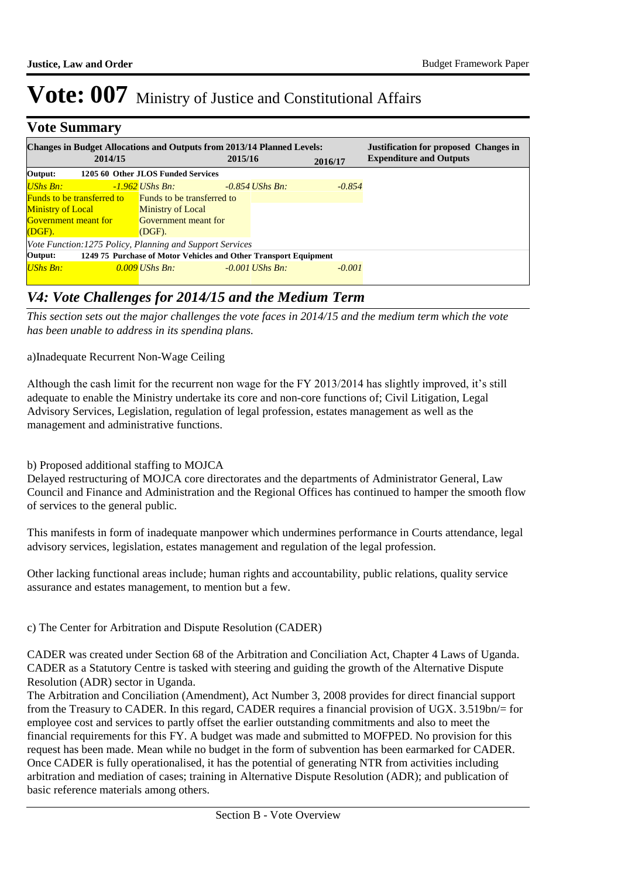# Vote: 007 Ministry of Justice and Constitutional Affairs

## Vote Summary

| Changes in Budget Allocations and Outputs from 2013/14 Planned Levels: 2014/15 | 2015/16 | 2016/17 | Justification for proposed Changes in Expenditure and Outputs |
|---|---|---|---|
| **Output: 1205 60 Other JLOS Funded Services** | | | |
| *UShs Bn: -1.962* | *UShs Bn: -0.854* | *UShs Bn: -0.854* | |
| Funds to be transferred to Ministry of Local Government meant for (DGF). | Funds to be transferred to Ministry of Local Government meant for (DGF). | | |
| *Vote Function:1275 Policy, Planning and Support Services* | | | |
| **Output: 1249 75 Purchase of Motor Vehicles and Other Transport Equipment** | | | |
| *UShs Bn: 0.009* | *UShs Bn: -0.001* | *UShs Bn: -0.001* | |

## *V4: Vote Challenges for 2014/15 and the Medium Term*

*This section sets out the major challenges the vote faces in 2014/15 and the medium term which the vote has been unable to address in its spending plans.*

a)Inadequate Recurrent Non-Wage Ceiling

Although the cash limit for the recurrent non wage for the FY 2013/2014 has slightly improved, it's still adequate to enable the Ministry undertake its core and non-core functions of; Civil Litigation, Legal Advisory Services, Legislation, regulation of legal profession, estates management as well as the management and administrative functions.

b) Proposed additional staffing to MOJCA

Delayed restructuring of MOJCA core directorates and the departments of Administrator General, Law Council and Finance and Administration and the Regional Offices has continued to hamper the smooth flow of services to the general public.

This manifests in form of inadequate manpower which undermines performance in Courts attendance, legal advisory services, legislation, estates management and regulation of the legal profession.

Other lacking functional areas include; human rights and accountability, public relations, quality service assurance and estates management, to mention but a few.

c) The Center for Arbitration and Dispute Resolution (CADER)

CADER was created under Section 68 of the Arbitration and Conciliation Act, Chapter 4 Laws of Uganda. CADER as a Statutory Centre is tasked with steering and guiding the growth of the Alternative Dispute Resolution (ADR) sector in Uganda.

The Arbitration and Conciliation (Amendment), Act Number 3, 2008 provides for direct financial support from the Treasury to CADER. In this regard, CADER requires a financial provision of UGX. 3.519bn/= for employee cost and services to partly offset the earlier outstanding commitments and also to meet the financial requirements for this FY. A budget was made and submitted to MOFPED. No provision for this request has been made. Mean while no budget in the form of subvention has been earmarked for CADER. Once CADER is fully operationalised, it has the potential of generating NTR from activities including arbitration and mediation of cases; training in Alternative Dispute Resolution (ADR); and publication of basic reference materials among others.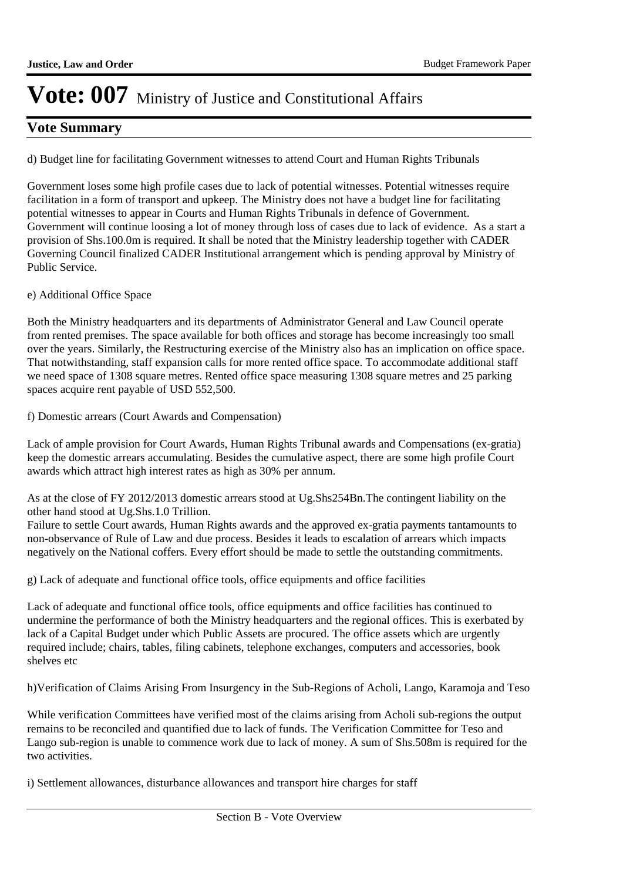# Vote: 007 Ministry of Justice and Constitutional Affairs

## Vote Summary

d) Budget line for facilitating Government witnesses to attend Court and Human Rights Tribunals

Government loses some high profile cases due to lack of potential witnesses. Potential witnesses require facilitation in a form of transport and upkeep. The Ministry does not have a budget line for facilitating potential witnesses to appear in Courts and Human Rights Tribunals in defence of Government. Government will continue loosing a lot of money through loss of cases due to lack of evidence. As a start a provision of Shs.100.0m is required. It shall be noted that the Ministry leadership together with CADER Governing Council finalized CADER Institutional arrangement which is pending approval by Ministry of Public Service.

e) Additional Office Space

Both the Ministry headquarters and its departments of Administrator General and Law Council operate from rented premises. The space available for both offices and storage has become increasingly too small over the years. Similarly, the Restructuring exercise of the Ministry also has an implication on office space. That notwithstanding, staff expansion calls for more rented office space. To accommodate additional staff we need space of 1308 square metres. Rented office space measuring 1308 square metres and 25 parking spaces acquire rent payable of USD 552,500.

f) Domestic arrears (Court Awards and Compensation)

Lack of ample provision for Court Awards, Human Rights Tribunal awards and Compensations (ex-gratia) keep the domestic arrears accumulating. Besides the cumulative aspect, there are some high profile Court awards which attract high interest rates as high as 30% per annum.

As at the close of FY 2012/2013 domestic arrears stood at Ug.Shs254Bn.The contingent liability on the other hand stood at Ug.Shs.1.0 Trillion.
Failure to settle Court awards, Human Rights awards and the approved ex-gratia payments tantamounts to non-observance of Rule of Law and due process. Besides it leads to escalation of arrears which impacts negatively on the National coffers. Every effort should be made to settle the outstanding commitments.

g) Lack of adequate and functional office tools, office equipments and office facilities

Lack of adequate and functional office tools, office equipments and office facilities has continued to undermine the performance of both the Ministry headquarters and the regional offices. This is exerbated by lack of a Capital Budget under which Public Assets are procured. The office assets which are urgently required include; chairs, tables, filing cabinets, telephone exchanges, computers and accessories, book shelves etc

h)Verification of Claims Arising From Insurgency in the Sub-Regions of Acholi, Lango, Karamoja and Teso

While verification Committees have verified most of the claims arising from Acholi sub-regions the output remains to be reconciled and quantified due to lack of funds. The Verification Committee for Teso and Lango sub-region is unable to commence work due to lack of money. A sum of Shs.508m is required for the two activities.

i) Settlement allowances, disturbance allowances and transport hire charges for staff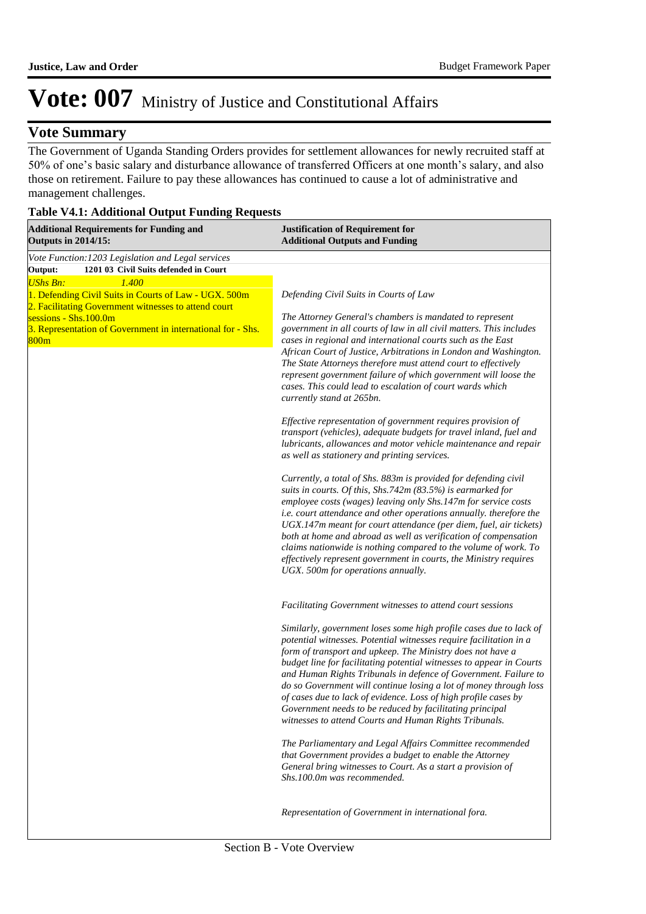# Vote: 007 Ministry of Justice and Constitutional Affairs

## Vote Summary

The Government of Uganda Standing Orders provides for settlement allowances for newly recruited staff at 50% of one's basic salary and disturbance allowance of transferred Officers at one month's salary, and also those on retirement. Failure to pay these allowances has continued to cause a lot of administrative and management challenges.

**Table V4.1: Additional Output Funding Requests**

| Additional Requirements for Funding and Outputs in 2014/15: | Justification of Requirement for Additional Outputs and Funding |
|---|---|
| *Vote Function:1203 Legislation and Legal services* | |
| **Output: 1201 03 Civil Suits defended in Court** | |
| *UShs Bn: 1.400*<br>1. Defending Civil Suits in Courts of Law - UGX. 500m<br>2. Facilitating Government witnesses to attend court sessions - Shs.100.0m<br>3. Representation of Government in international for - Shs. 800m | *Defending Civil Suits in Courts of Law*<br><br>*The Attorney General's chambers is mandated to represent government in all courts of law in all civil matters. This includes cases in regional and international courts such as the East African Court of Justice, Arbitrations in London and Washington. The State Attorneys therefore must attend court to effectively represent government failure of which government will loose the cases. This could lead to escalation of court wards which currently stand at 265bn.*<br><br>*Effective representation of government requires provision of transport (vehicles), adequate budgets for travel inland, fuel and lubricants, allowances and motor vehicle maintenance and repair as well as stationery and printing services.*<br><br>*Currently, a total of Shs. 883m is provided for defending civil suits in courts. Of this, Shs.742m (83.5%) is earmarked for employee costs (wages) leaving only Shs.147m for service costs i.e. court attendance and other operations annually. therefore the UGX.147m meant for court attendance (per diem, fuel, air tickets) both at home and abroad as well as verification of compensation claims nationwide is nothing compared to the volume of work. To effectively represent government in courts, the Ministry requires UGX. 500m for operations annually.*<br><br>*Facilitating Government witnesses to attend court sessions*<br><br>*Similarly, government loses some high profile cases due to lack of potential witnesses. Potential witnesses require facilitation in a form of transport and upkeep. The Ministry does not have a budget line for facilitating potential witnesses to appear in Courts and Human Rights Tribunals in defence of Government. Failure to do so Government will continue losing a lot of money through loss of cases due to lack of evidence. Loss of high profile cases by Government needs to be reduced by facilitating principal witnesses to attend Courts and Human Rights Tribunals.*<br><br>*The Parliamentary and Legal Affairs Committee recommended that Government provides a budget to enable the Attorney General bring witnesses to Court. As a start a provision of Shs.100.0m was recommended.*<br><br>*Representation of Government in international fora.* |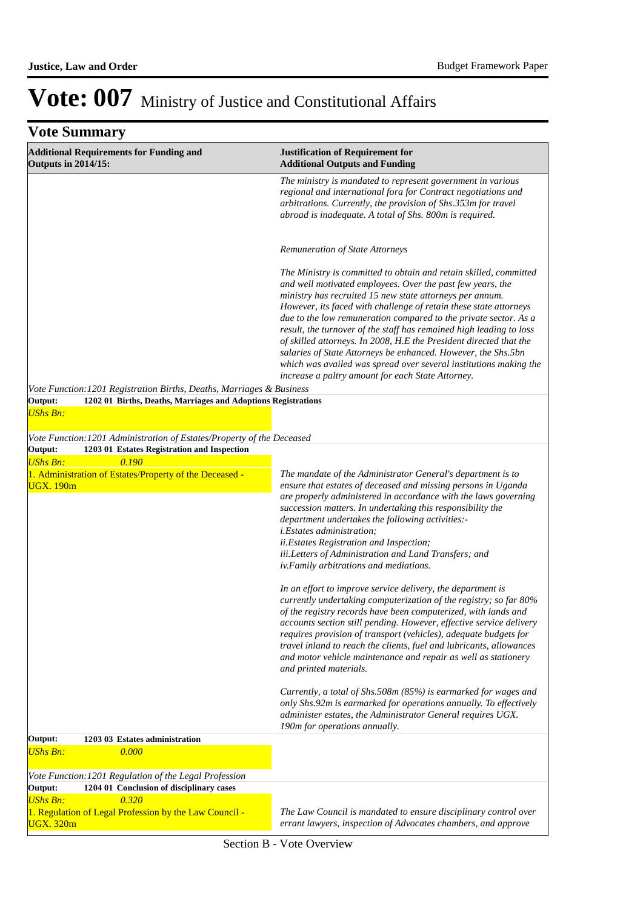# Vote: 007 Ministry of Justice and Constitutional Affairs

## Vote Summary

| **Additional Requirements for Funding and Outputs in 2014/15:** | **Justification of Requirement for Additional Outputs and Funding** |
|---|---|
| | *The ministry is mandated to represent government in various regional and international fora for Contract negotiations and arbitrations. Currently, the provision of Shs.353m for travel abroad is inadequate. A total of Shs. 800m is required.*<br><br>*Remuneration of State Attorneys*<br><br>*The Ministry is committed to obtain and retain skilled, committed and well motivated employees. Over the past few years, the ministry has recruited 15 new state attorneys per annum. However, its faced with challenge of retain these state attorneys due to the low remuneration compared to the private sector. As a result, the turnover of the staff has remained high leading to loss of skilled attorneys. In 2008, H.E the President directed that the salaries of State Attorneys be enhanced. However, the Shs.5bn which was availed was spread over several institutions making the increase a paltry amount for each State Attorney.* |
| *Vote Function:1201 Registration Births, Deaths, Marriages & Business* | |
| **Output: 1202 01 Births, Deaths, Marriages and Adoptions Registrations** | |
| *UShs Bn:* | |
| *Vote Function:1201 Administration of Estates/Property of the Deceased* | |
| **Output: 1203 01 Estates Registration and Inspection** | |
| *UShs Bn: 0.190*<br>1. Administration of Estates/Property of the Deceased - UGX. 190m | *The mandate of the Administrator General's department is to ensure that estates of deceased and missing persons in Uganda are properly administered in accordance with the laws governing succession matters. In undertaking this responsibility the department undertakes the following activities:-*<br>*i.Estates administration;*<br>*ii.Estates Registration and Inspection;*<br>*iii.Letters of Administration and Land Transfers; and*<br>*iv.Family arbitrations and mediations.*<br><br>*In an effort to improve service delivery, the department is currently undertaking computerization of the registry; so far 80% of the registry records have been computerized, with lands and accounts section still pending. However, effective service delivery requires provision of transport (vehicles), adequate budgets for travel inland to reach the clients, fuel and lubricants, allowances and motor vehicle maintenance and repair as well as stationery and printed materials.*<br><br>*Currently, a total of Shs.508m (85%) is earmarked for wages and only Shs.92m is earmarked for operations annually. To effectively administer estates, the Administrator General requires UGX. 190m for operations annually.* |
| **Output: 1203 03 Estates administration** | |
| *UShs Bn: 0.000* | |
| *Vote Function:1201 Regulation of the Legal Profession* | |
| **Output: 1204 01 Conclusion of disciplinary cases** | |
| *UShs Bn: 0.320*<br>1. Regulation of Legal Profession by the Law Council - UGX. 320m | *The Law Council is mandated to ensure disciplinary control over errant lawyers, inspection of Advocates chambers, and approve* |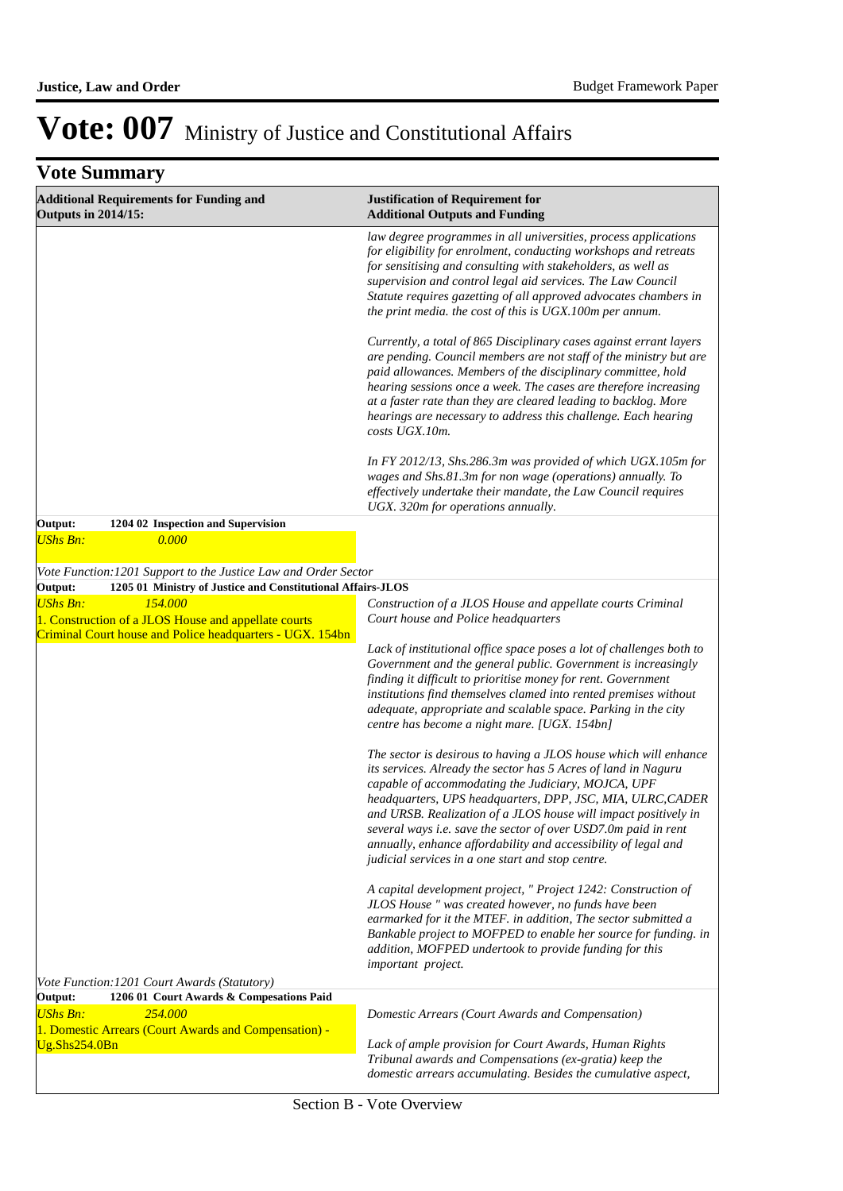# Vote: 007 Ministry of Justice and Constitutional Affairs

## Vote Summary

| Additional Requirements for Funding and Outputs in 2014/15: | Justification of Requirement for Additional Outputs and Funding |
|---|---|
| | *law degree programmes in all universities, process applications for eligibility for enrolment, conducting workshops and retreats for sensitising and consulting with stakeholders, as well as supervision and control legal aid services. The Law Council Statute requires gazetting of all approved advocates chambers in the print media. the cost of this is UGX.100m per annum.*<br><br>*Currently, a total of 865 Disciplinary cases against errant layers are pending. Council members are not staff of the ministry but are paid allowances. Members of the disciplinary committee, hold hearing sessions once a week. The cases are therefore increasing at a faster rate than they are cleared leading to backlog. More hearings are necessary to address this challenge. Each hearing costs UGX.10m.*<br><br>*In FY 2012/13, Shs.286.3m was provided of which UGX.105m for wages and Shs.81.3m for non wage (operations) annually. To effectively undertake their mandate, the Law Council requires UGX. 320m for operations annually.* |
| **Output: 1204 02 Inspection and Supervision** | |
| *UShs Bn: 0.000* | |
| *Vote Function:1201 Support to the Justice Law and Order Sector* | |
| **Output: 1205 01 Ministry of Justice and Constitutional Affairs-JLOS** | |
| *UShs Bn: 154.000*<br>1. Construction of a JLOS House and appellate courts Criminal Court house and Police headquarters - UGX. 154bn | *Construction of a JLOS House and appellate courts Criminal Court house and Police headquarters*<br><br>*Lack of institutional office space poses a lot of challenges both to Government and the general public. Government is increasingly finding it difficult to prioritise money for rent. Government institutions find themselves clamed into rented premises without adequate, appropriate and scalable space. Parking in the city centre has become a night mare. [UGX. 154bn]*<br><br>*The sector is desirous to having a JLOS house which will enhance its services. Already the sector has 5 Acres of land in Naguru capable of accommodating the Judiciary, MOJCA, UPF headquarters, UPS headquarters, DPP, JSC, MIA, ULRC,CADER and URSB. Realization of a JLOS house will impact positively in several ways i.e. save the sector of over USD7.0m paid in rent annually, enhance affordability and accessibility of legal and judicial services in a one start and stop centre.*<br><br>*A capital development project, " Project 1242: Construction of JLOS House " was created however, no funds have been earmarked for it the MTEF. in addition, The sector submitted a Bankable project to MOFPED to enable her source for funding. in addition, MOFPED undertook to provide funding for this important project.* |
| *Vote Function:1201 Court Awards (Statutory)* | |
| **Output: 1206 01 Court Awards & Compesations Paid** | |
| *UShs Bn: 254.000*<br>1. Domestic Arrears (Court Awards and Compensation) - Ug.Shs254.0Bn | *Domestic Arrears (Court Awards and Compensation)*<br><br>*Lack of ample provision for Court Awards, Human Rights Tribunal awards and Compensations (ex-gratia) keep the domestic arrears accumulating. Besides the cumulative aspect,* |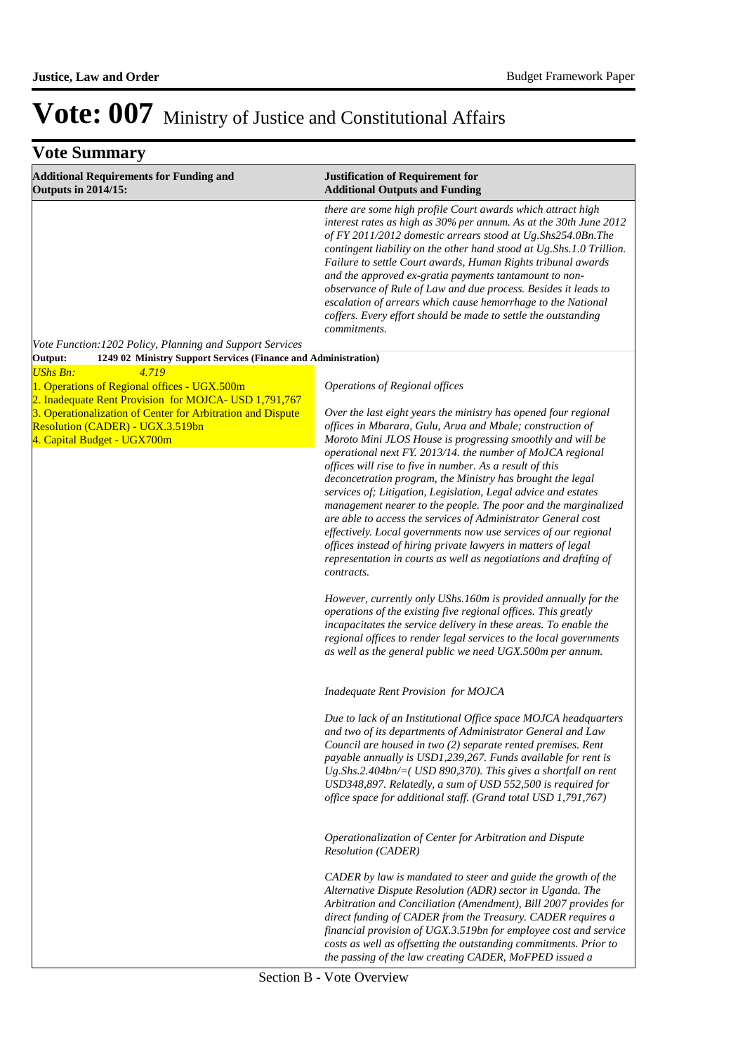# Vote: 007 Ministry of Justice and Constitutional Affairs

## Vote Summary

| Additional Requirements for Funding and Outputs in 2014/15: | Justification of Requirement for Additional Outputs and Funding |
|---|---|
| | *there are some high profile Court awards which attract high interest rates as high as 30% per annum. As at the 30th June 2012 of FY 2011/2012 domestic arrears stood at Ug.Shs254.0Bn.The contingent liability on the other hand stood at Ug.Shs.1.0 Trillion. Failure to settle Court awards, Human Rights tribunal awards and the approved ex-gratia payments tantamount to non-observance of Rule of Law and due process. Besides it leads to escalation of arrears which cause hemorrhage to the National coffers. Every effort should be made to settle the outstanding commitments.* |
| *Vote Function:1202 Policy, Planning and Support Services* | |
| **Output: 1249 02 Ministry Support Services (Finance and Administration)** | |
| *UShs Bn: 4.719*<br>1. Operations of Regional offices - UGX.500m<br>2. Inadequate Rent Provision for MOJCA- USD 1,791,767<br>3. Operationalization of Center for Arbitration and Dispute Resolution (CADER) - UGX.3.519bn<br>4. Capital Budget - UGX700m | *Operations of Regional offices*<br><br>*Over the last eight years the ministry has opened four regional offices in Mbarara, Gulu, Arua and Mbale; construction of Moroto Mini JLOS House is progressing smoothly and will be operational next FY. 2013/14. the number of MoJCA regional offices will rise to five in number. As a result of this deconcetration program, the Ministry has brought the legal services of; Litigation, Legislation, Legal advice and estates management nearer to the people. The poor and the marginalized are able to access the services of Administrator General cost effectively. Local governments now use services of our regional offices instead of hiring private lawyers in matters of legal representation in courts as well as negotiations and drafting of contracts.*<br><br>*However, currently only UShs.160m is provided annually for the operations of the existing five regional offices. This greatly incapacitates the service delivery in these areas. To enable the regional offices to render legal services to the local governments as well as the general public we need UGX.500m per annum.*<br><br>*Inadequate Rent Provision for MOJCA*<br><br>*Due to lack of an Institutional Office space MOJCA headquarters and two of its departments of Administrator General and Law Council are housed in two (2) separate rented premises. Rent payable annually is USD1,239,267. Funds available for rent is Ug.Shs.2.404bn/=( USD 890,370). This gives a shortfall on rent USD348,897. Relatedly, a sum of USD 552,500 is required for office space for additional staff. (Grand total USD 1,791,767)*<br><br>*Operationalization of Center for Arbitration and Dispute Resolution (CADER)*<br><br>*CADER by law is mandated to steer and guide the growth of the Alternative Dispute Resolution (ADR) sector in Uganda. The Arbitration and Conciliation (Amendment), Bill 2007 provides for direct funding of CADER from the Treasury. CADER requires a financial provision of UGX.3.519bn for employee cost and service costs as well as offsetting the outstanding commitments. Prior to the passing of the law creating CADER, MoFPED issued a* |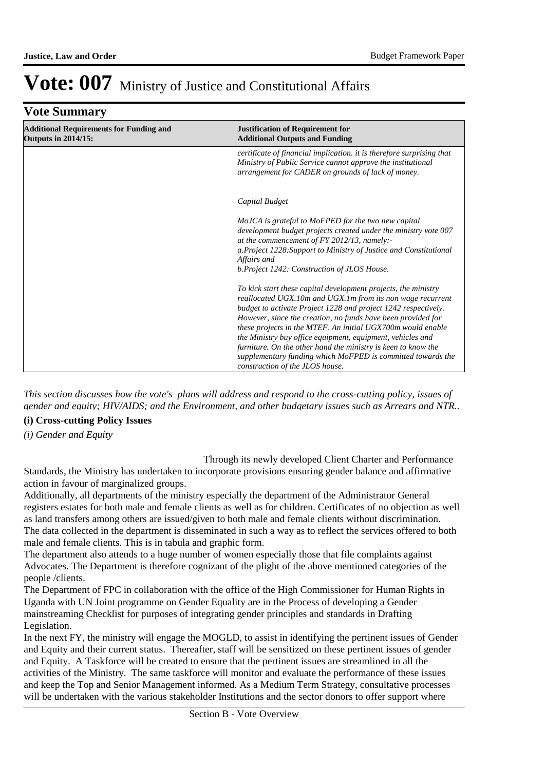# Vote: 007 Ministry of Justice and Constitutional Affairs

## Vote Summary

| Additional Requirements for Funding and Outputs in 2014/15: | Justification of Requirement for Additional Outputs and Funding |
|---|---|
| | *certificate of financial implication. it is therefore surprising that Ministry of Public Service cannot approve the institutional arrangement for CADER on grounds of lack of money.*<br><br>*Capital Budget*<br><br>*MoJCA is grateful to MoFPED for the two new capital development budget projects created under the ministry vote 007 at the commencement of FY 2012/13, namely:-*<br>*a.Project 1228:Support to Ministry of Justice and Constitutional Affairs and*<br>*b.Project 1242: Construction of JLOS House.*<br><br>*To kick start these capital development projects, the ministry reallocated UGX.10m and UGX.1m from its non wage recurrent budget to activate Project 1228 and project 1242 respectively. However, since the creation, no funds have been provided for these projects in the MTEF. An initial UGX700m would enable the Ministry buy office equipment, equipment, vehicles and furniture. On the other hand the ministry is keen to know the supplementary funding which MoFPED is committed towards the construction of the JLOS house.* |

*This section discusses how the vote's plans will address and respond to the cross-cutting policy, issues of gender and equity; HIV/AIDS; and the Environment, and other budgetary issues such as Arrears and NTR..*

**(i) Cross-cutting Policy Issues**

*(i) Gender and Equity*

Through its newly developed Client Charter and Performance Standards, the Ministry has undertaken to incorporate provisions ensuring gender balance and affirmative action in favour of marginalized groups.
Additionally, all departments of the ministry especially the department of the Administrator General registers estates for both male and female clients as well as for children. Certificates of no objection as well as land transfers among others are issued/given to both male and female clients without discrimination. The data collected in the department is disseminated in such a way as to reflect the services offered to both male and female clients. This is in tabula and graphic form.
The department also attends to a huge number of women especially those that file complaints against Advocates. The Department is therefore cognizant of the plight of the above mentioned categories of the people /clients.
The Department of FPC in collaboration with the office of the High Commissioner for Human Rights in Uganda with UN Joint programme on Gender Equality are in the Process of developing a Gender mainstreaming Checklist for purposes of integrating gender principles and standards in Drafting Legislation.
In the next FY, the ministry will engage the MOGLD, to assist in identifying the pertinent issues of Gender and Equity and their current status. Thereafter, staff will be sensitized on these pertinent issues of gender and Equity. A Taskforce will be created to ensure that the pertinent issues are streamlined in all the activities of the Ministry. The same taskforce will monitor and evaluate the performance of these issues and keep the Top and Senior Management informed. As a Medium Term Strategy, consultative processes will be undertaken with the various stakeholder Institutions and the sector donors to offer support where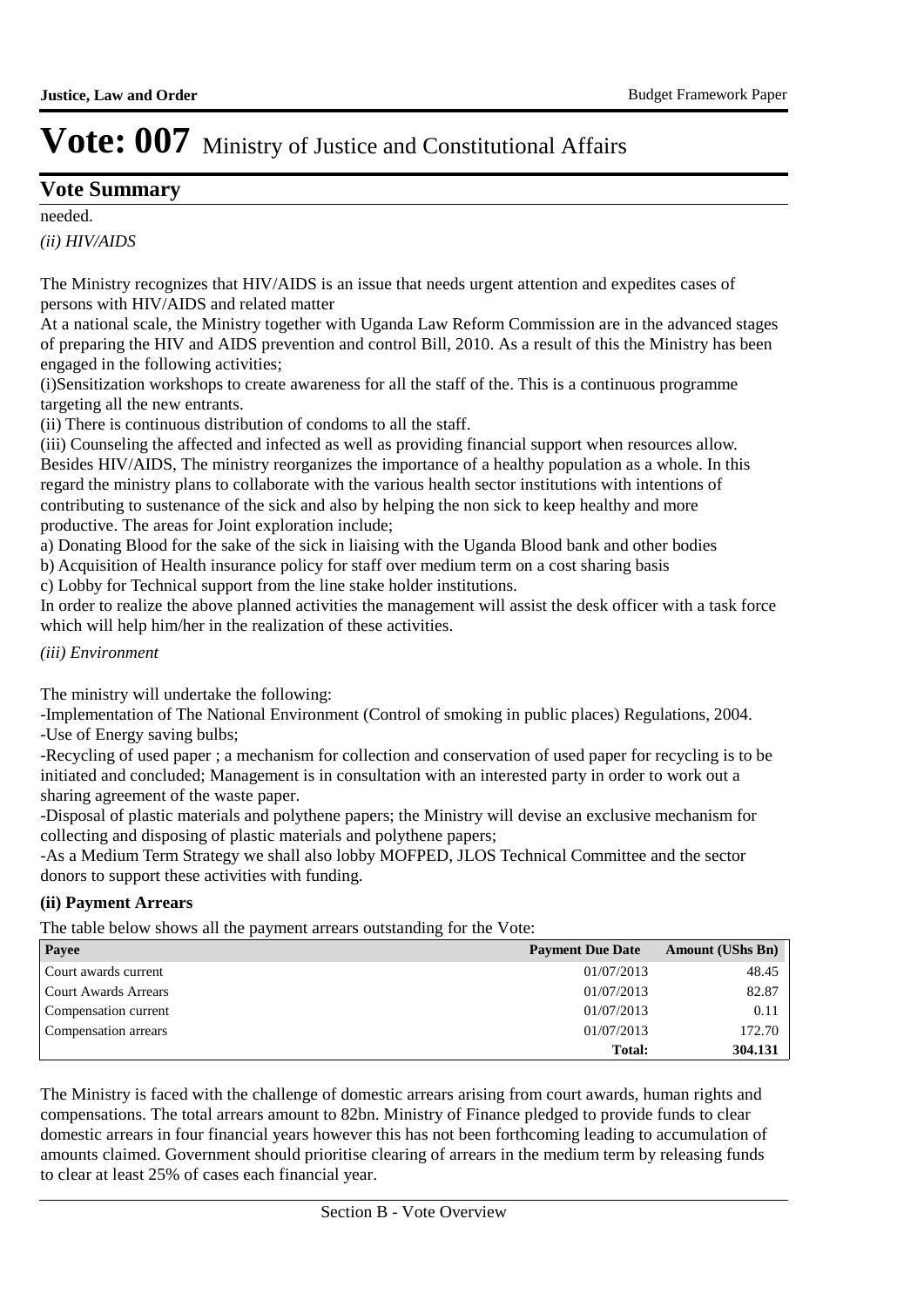# Vote: 007 Ministry of Justice and Constitutional Affairs

## Vote Summary

needed.

*(ii) HIV/AIDS*

The Ministry recognizes that HIV/AIDS is an issue that needs urgent attention and expedites cases of persons with HIV/AIDS and related matter
At a national scale, the Ministry together with Uganda Law Reform Commission are in the advanced stages of preparing the HIV and AIDS prevention and control Bill, 2010. As a result of this the Ministry has been engaged in the following activities;
(i)Sensitization workshops to create awareness for all the staff of the. This is a continuous programme targeting all the new entrants.
(ii) There is continuous distribution of condoms to all the staff.
(iii) Counseling the affected and infected as well as providing financial support when resources allow.
Besides HIV/AIDS, The ministry reorganizes the importance of a healthy population as a whole. In this regard the ministry plans to collaborate with the various health sector institutions with intentions of contributing to sustenance of the sick and also by helping the non sick to keep healthy and more productive. The areas for Joint exploration include;
a) Donating Blood for the sake of the sick in liaising with the Uganda Blood bank and other bodies
b) Acquisition of Health insurance policy for staff over medium term on a cost sharing basis
c) Lobby for Technical support from the line stake holder institutions.
In order to realize the above planned activities the management will assist the desk officer with a task force which will help him/her in the realization of these activities.

*(iii) Environment*

The ministry will undertake the following:
-Implementation of The National Environment (Control of smoking in public places) Regulations, 2004.
-Use of Energy saving bulbs;
-Recycling of used paper ; a mechanism for collection and conservation of used paper for recycling is to be initiated and concluded; Management is in consultation with an interested party in order to work out a sharing agreement of the waste paper.
-Disposal of plastic materials and polythene papers; the Ministry will devise an exclusive mechanism for collecting and disposing of plastic materials and polythene papers;
-As a Medium Term Strategy we shall also lobby MOFPED, JLOS Technical Committee and the sector donors to support these activities with funding.

### (ii) Payment Arrears

The table below shows all the payment arrears outstanding for the Vote:

| Payee | Payment Due Date | Amount (UShs Bn) |
|---|---|---|
| Court awards current | 01/07/2013 | 48.45 |
| Court Awards Arrears | 01/07/2013 | 82.87 |
| Compensation current | 01/07/2013 | 0.11 |
| Compensation arrears | 01/07/2013 | 172.70 |
| | **Total:** | **304.131** |

The Ministry is faced with the challenge of domestic arrears arising from court awards, human rights and compensations. The total arrears amount to 82bn. Ministry of Finance pledged to provide funds to clear domestic arrears in four financial years however this has not been forthcoming leading to accumulation of amounts claimed. Government should prioritise clearing of arrears in the medium term by releasing funds to clear at least 25% of cases each financial year.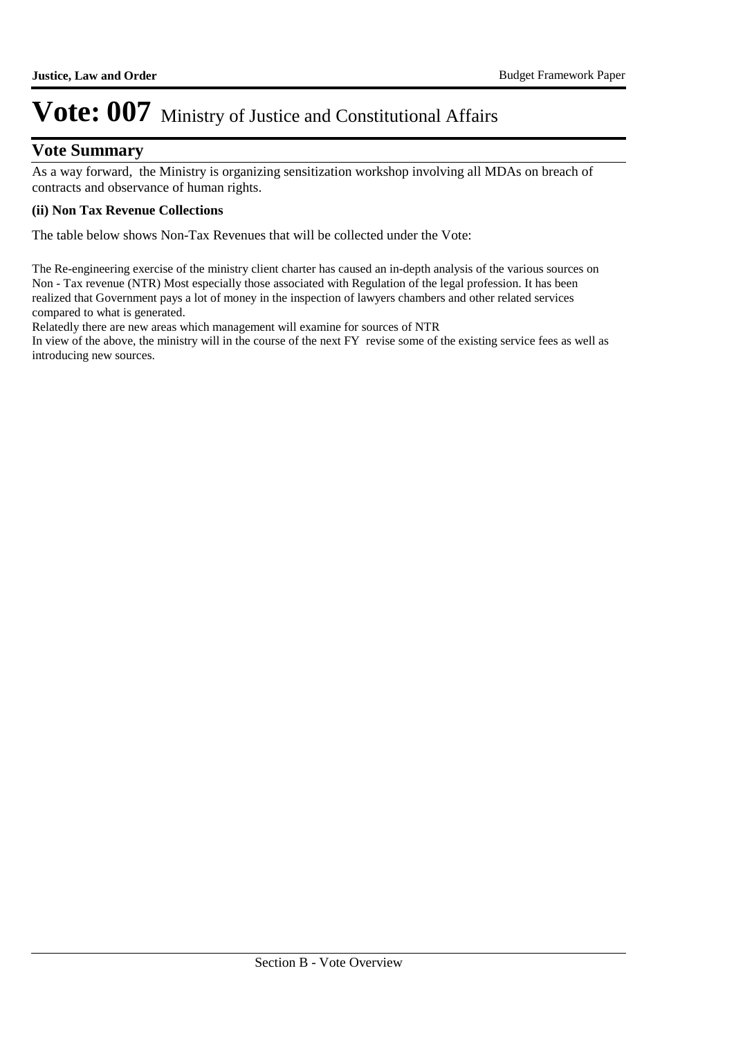# Vote: 007 Ministry of Justice and Constitutional Affairs

## Vote Summary

As a way forward, the Ministry is organizing sensitization workshop involving all MDAs on breach of contracts and observance of human rights.

**(ii) Non Tax Revenue Collections**

The table below shows Non-Tax Revenues that will be collected under the Vote:

The Re-engineering exercise of the ministry client charter has caused an in-depth analysis of the various sources on Non - Tax revenue (NTR) Most especially those associated with Regulation of the legal profession. It has been realized that Government pays a lot of money in the inspection of lawyers chambers and other related services compared to what is generated.
Relatedly there are new areas which management will examine for sources of NTR
In view of the above, the ministry will in the course of the next FY revise some of the existing service fees as well as introducing new sources.